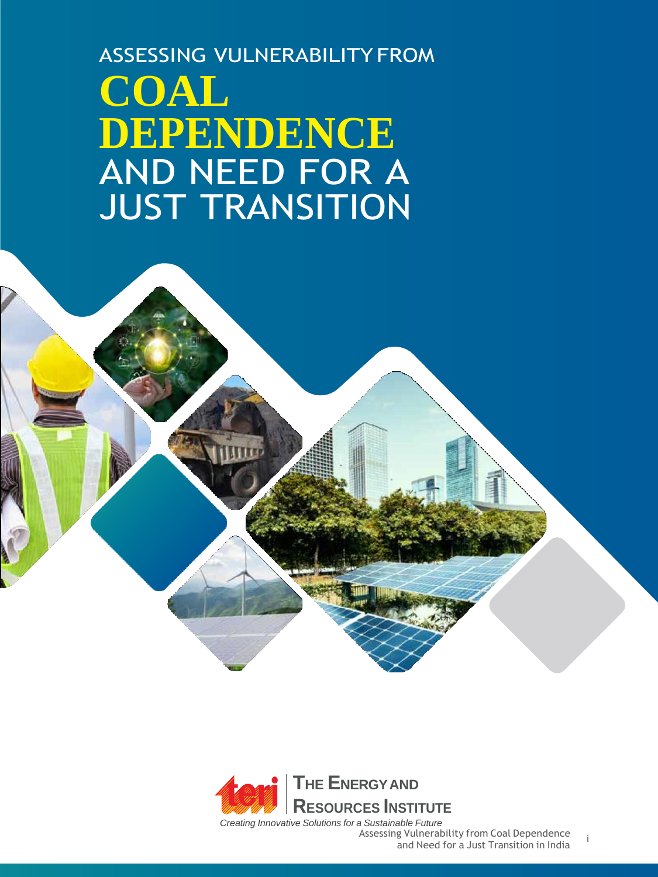# ASSESSING VULNERABILITY FROM COAL DEPENDENCE AND NEED FOR A JUST TRANSITION

THE ENERGY AND RESOURCES INSTITUTE

*Creating Innovative Solutions for a Sustainable Future*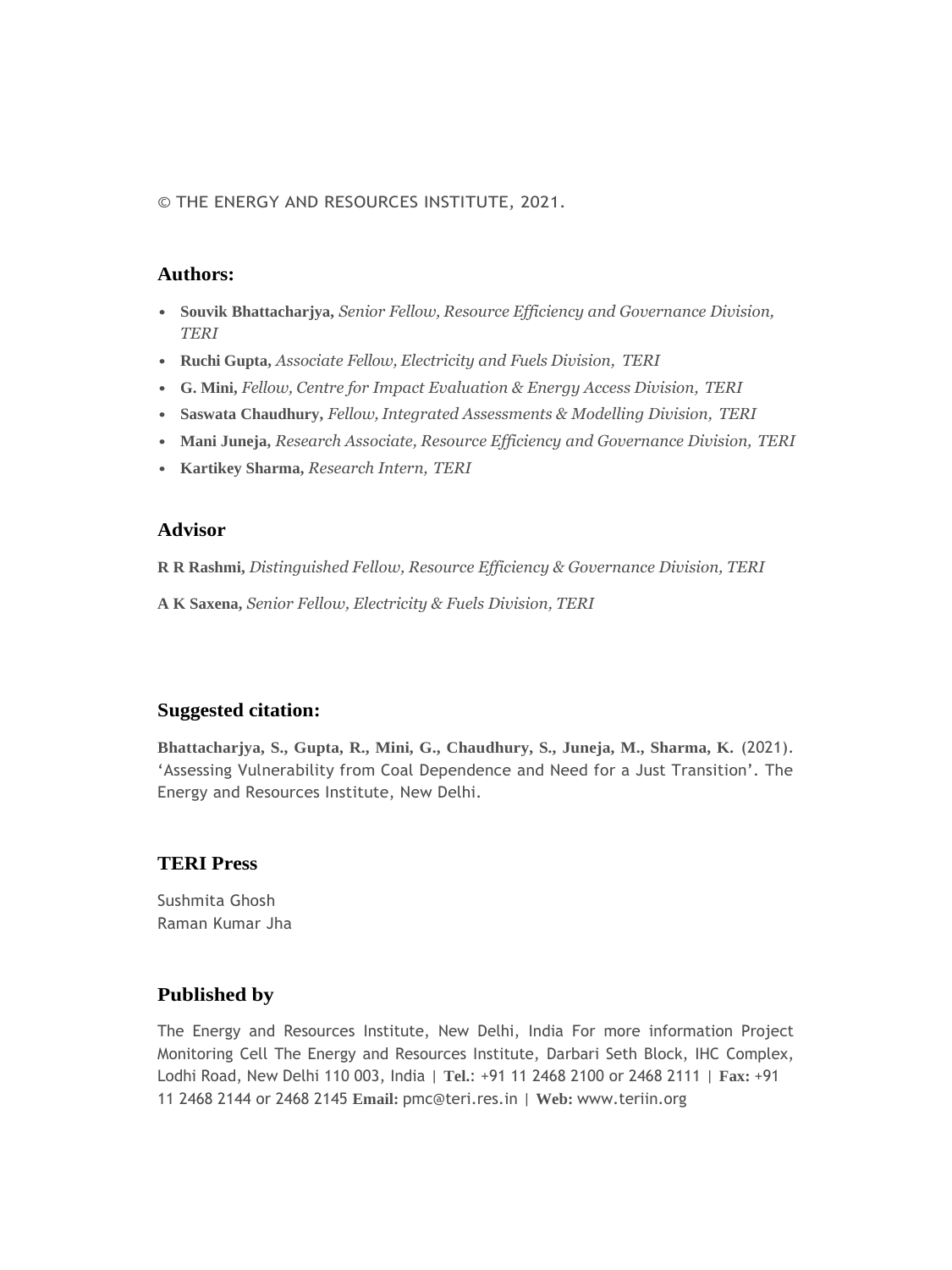© THE ENERGY AND RESOURCES INSTITUTE, 2021.

## Authors:

- **Souvik Bhattacharjya,** *Senior Fellow, Resource Efficiency and Governance Division, TERI*
- **Ruchi Gupta,** *Associate Fellow, Electricity and Fuels Division, TERI*
- **G. Mini,** *Fellow, Centre for Impact Evaluation & Energy Access Division, TERI*
- **Saswata Chaudhury,** *Fellow, Integrated Assessments & Modelling Division, TERI*
- **Mani Juneja,** *Research Associate, Resource Efficiency and Governance Division, TERI*
- **Kartikey Sharma,** *Research Intern, TERI*

## Advisor

**R R Rashmi,** *Distinguished Fellow, Resource Efficiency & Governance Division, TERI*

**A K Saxena,** *Senior Fellow, Electricity & Fuels Division, TERI*

## Suggested citation:

**Bhattacharjya, S., Gupta, R., Mini, G., Chaudhury, S., Juneja, M., Sharma, K.** (2021). 'Assessing Vulnerability from Coal Dependence and Need for a Just Transition'. The Energy and Resources Institute, New Delhi.

## TERI Press

Sushmita Ghosh
Raman Kumar Jha

## Published by

The Energy and Resources Institute, New Delhi, India For more information Project Monitoring Cell The Energy and Resources Institute, Darbari Seth Block, IHC Complex, Lodhi Road, New Delhi 110 003, India | **Tel.**: +91 11 2468 2100 or 2468 2111 | **Fax:** +91 11 2468 2144 or 2468 2145 **Email:** pmc@teri.res.in | **Web:** www.teriin.org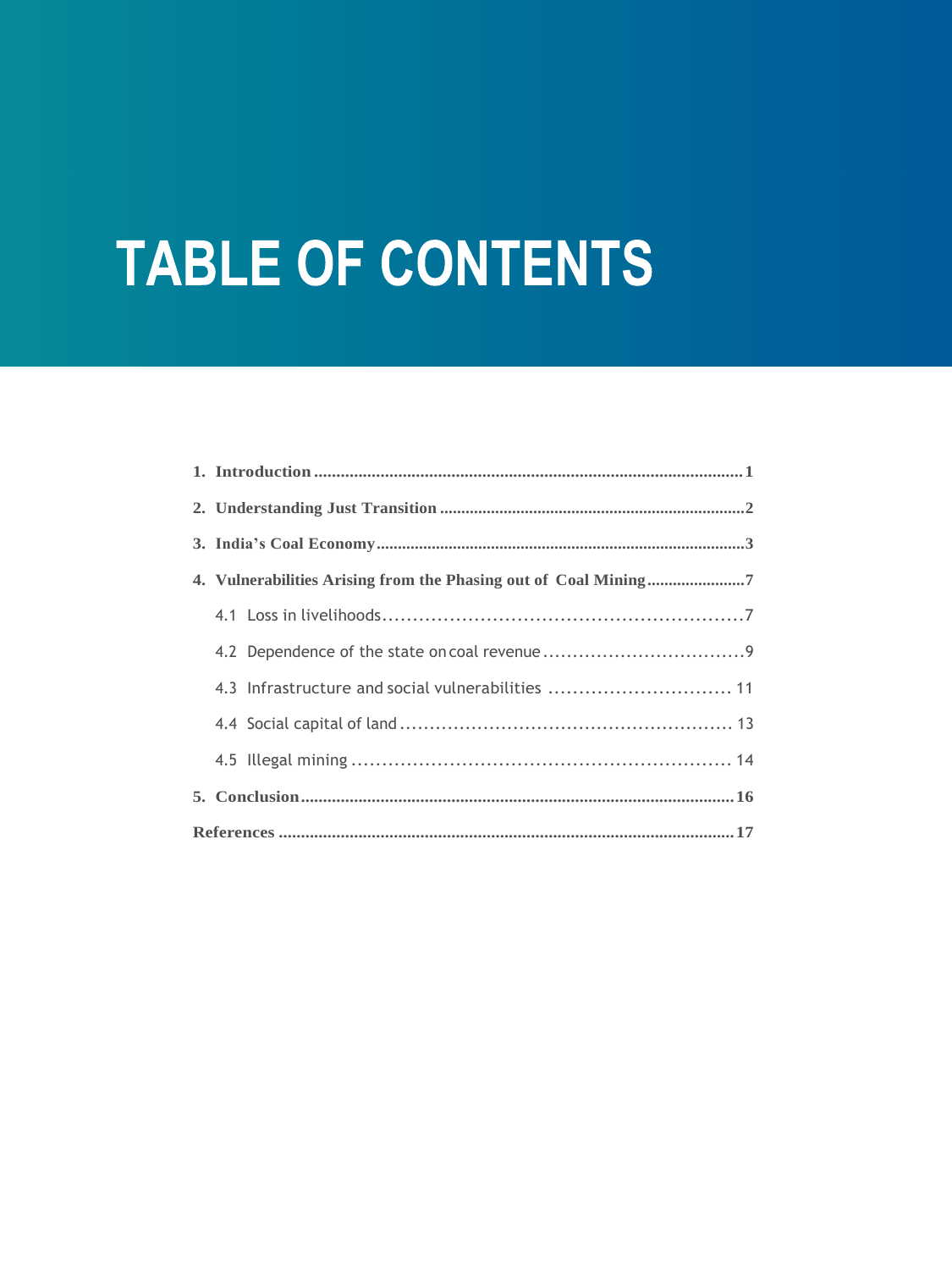# TABLE OF CONTENTS

**1. Introduction** .......... **1**

**2. Understanding Just Transition** .......... **2**

**3. India's Coal Economy** .......... **3**

**4. Vulnerabilities Arising from the Phasing out of Coal Mining** .......... **7**

- 4.1 Loss in livelihoods .......... 7
- 4.2 Dependence of the state on coal revenue .......... 9
- 4.3 Infrastructure and social vulnerabilities .......... 11
- 4.4 Social capital of land .......... 13
- 4.5 Illegal mining .......... 14

**5. Conclusion** .......... **16**

**References** .......... **17**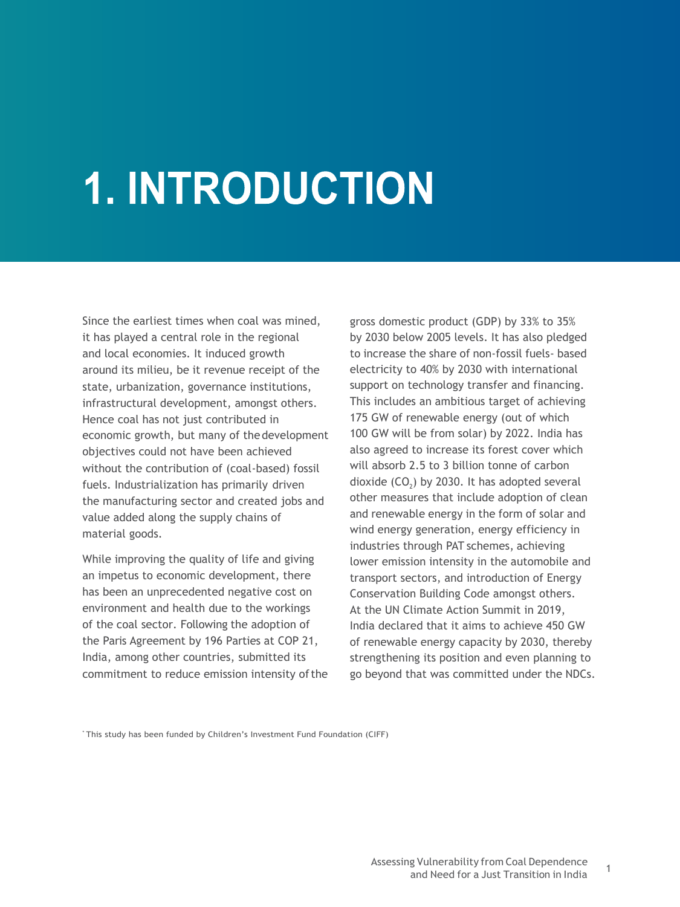# 1. INTRODUCTION

Since the earliest times when coal was mined, it has played a central role in the regional and local economies. It induced growth around its milieu, be it revenue receipt of the state, urbanization, governance institutions, infrastructural development, amongst others. Hence coal has not just contributed in economic growth, but many of the development objectives could not have been achieved without the contribution of (coal-based) fossil fuels. Industrialization has primarily driven the manufacturing sector and created jobs and value added along the supply chains of material goods.

While improving the quality of life and giving an impetus to economic development, there has been an unprecedented negative cost on environment and health due to the workings of the coal sector. Following the adoption of the Paris Agreement by 196 Parties at COP 21, India, among other countries, submitted its commitment to reduce emission intensity of the gross domestic product (GDP) by 33% to 35% by 2030 below 2005 levels. It has also pledged to increase the share of non-fossil fuels- based electricity to 40% by 2030 with international support on technology transfer and financing. This includes an ambitious target of achieving 175 GW of renewable energy (out of which 100 GW will be from solar) by 2022. India has also agreed to increase its forest cover which will absorb 2.5 to 3 billion tonne of carbon dioxide ($CO_2$) by 2030. It has adopted several other measures that include adoption of clean and renewable energy in the form of solar and wind energy generation, energy efficiency in industries through PAT schemes, achieving lower emission intensity in the automobile and transport sectors, and introduction of Energy Conservation Building Code amongst others. At the UN Climate Action Summit in 2019, India declared that it aims to achieve 450 GW of renewable energy capacity by 2030, thereby strengthening its position and even planning to go beyond that was committed under the NDCs.

[*] This study has been funded by Children's Investment Fund Foundation (CIFF)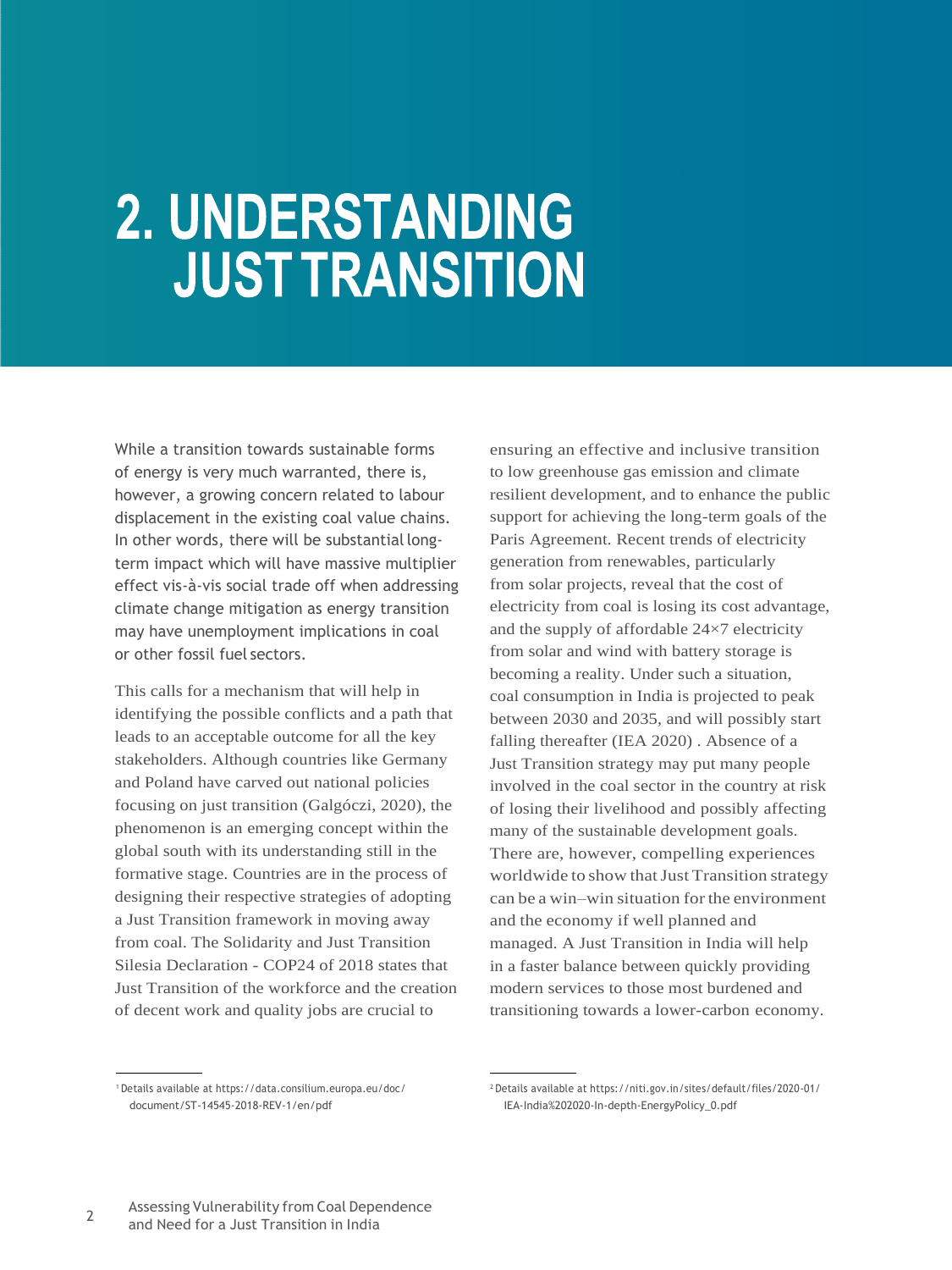# 2. UNDERSTANDING JUST TRANSITION

While a transition towards sustainable forms of energy is very much warranted, there is, however, a growing concern related to labour displacement in the existing coal value chains. In other words, there will be substantial long-term impact which will have massive multiplier effect vis-à-vis social trade off when addressing climate change mitigation as energy transition may have unemployment implications in coal or other fossil fuel sectors.

This calls for a mechanism that will help in identifying the possible conflicts and a path that leads to an acceptable outcome for all the key stakeholders. Although countries like Germany and Poland have carved out national policies focusing on just transition (Galgóczi, 2020), the phenomenon is an emerging concept within the global south with its understanding still in the formative stage. Countries are in the process of designing their respective strategies of adopting a Just Transition framework in moving away from coal. The Solidarity and Just Transition Silesia Declaration - COP24 of 2018 states that Just Transition of the workforce and the creation of decent work and quality jobs are crucial to ensuring an effective and inclusive transition to low greenhouse gas emission and climate resilient development, and to enhance the public support for achieving the long-term goals of the Paris Agreement. Recent trends of electricity generation from renewables, particularly from solar projects, reveal that the cost of electricity from coal is losing its cost advantage, and the supply of affordable 24×7 electricity from solar and wind with battery storage is becoming a reality. Under such a situation, coal consumption in India is projected to peak between 2030 and 2035, and will possibly start falling thereafter (IEA 2020) . Absence of a Just Transition strategy may put many people involved in the coal sector in the country at risk of losing their livelihood and possibly affecting many of the sustainable development goals. There are, however, compelling experiences worldwide to show that Just Transition strategy can be a win–win situation for the environment and the economy if well planned and managed. A Just Transition in India will help in a faster balance between quickly providing modern services to those most burdened and transitioning towards a lower-carbon economy.

---

[1] Details available at https://data.consilium.europa.eu/doc/document/ST-14545-2018-REV-1/en/pdf

[2] Details available at https://niti.gov.in/sites/default/files/2020-01/IEA-India%202020-In-depth-EnergyPolicy_0.pdf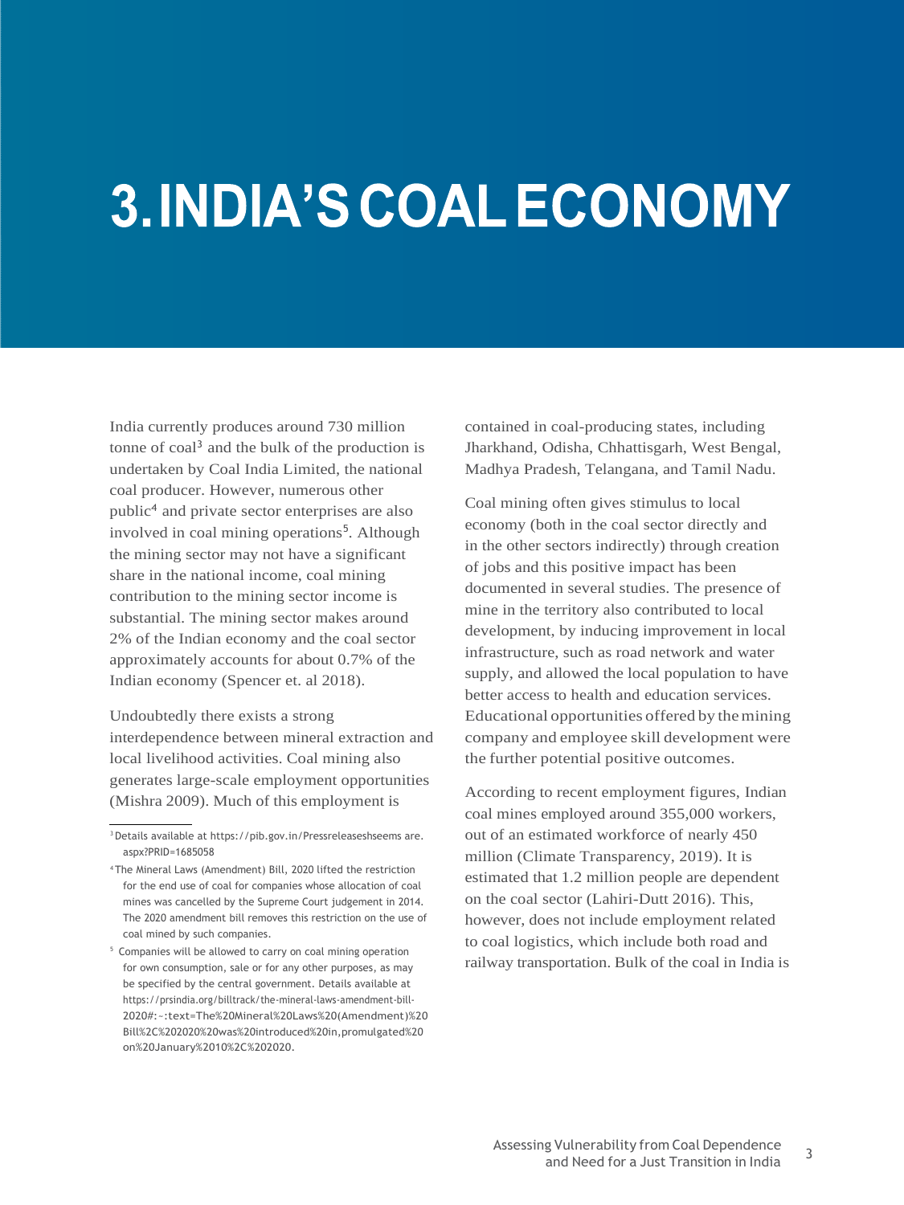# 3. INDIA'S COAL ECONOMY

India currently produces around 730 million tonne of coal[3] and the bulk of the production is undertaken by Coal India Limited, the national coal producer. However, numerous other public[4] and private sector enterprises are also involved in coal mining operations[5]. Although the mining sector may not have a significant share in the national income, coal mining contribution to the mining sector income is substantial. The mining sector makes around 2% of the Indian economy and the coal sector approximately accounts for about 0.7% of the Indian economy (Spencer et. al 2018).

Undoubtedly there exists a strong interdependence between mineral extraction and local livelihood activities. Coal mining also generates large-scale employment opportunities (Mishra 2009). Much of this employment is contained in coal-producing states, including Jharkhand, Odisha, Chhattisgarh, West Bengal, Madhya Pradesh, Telangana, and Tamil Nadu.

Coal mining often gives stimulus to local economy (both in the coal sector directly and in the other sectors indirectly) through creation of jobs and this positive impact has been documented in several studies. The presence of mine in the territory also contributed to local development, by inducing improvement in local infrastructure, such as road network and water supply, and allowed the local population to have better access to health and education services. Educational opportunities offered by the mining company and employee skill development were the further potential positive outcomes.

According to recent employment figures, Indian coal mines employed around 355,000 workers, out of an estimated workforce of nearly 450 million (Climate Transparency, 2019). It is estimated that 1.2 million people are dependent on the coal sector (Lahiri-Dutt 2016). This, however, does not include employment related to coal logistics, which include both road and railway transportation. Bulk of the coal in India is

---

[3] Details available at https://pib.gov.in/Pressreleaseshseems are.aspx?PRID=1685058

[4] The Mineral Laws (Amendment) Bill, 2020 lifted the restriction for the end use of coal for companies whose allocation of coal mines was cancelled by the Supreme Court judgement in 2014. The 2020 amendment bill removes this restriction on the use of coal mined by such companies.

[5] Companies will be allowed to carry on coal mining operation for own consumption, sale or for any other purposes, as may be specified by the central government. Details available at https://prsindia.org/billtrack/the-mineral-laws-amendment-bill-2020#:~:text=The%20Mineral%20Laws%20(Amendment)%20Bill%2C%202020%20was%20introduced%20in,promulgated%20on%20January%2010%2C%202020.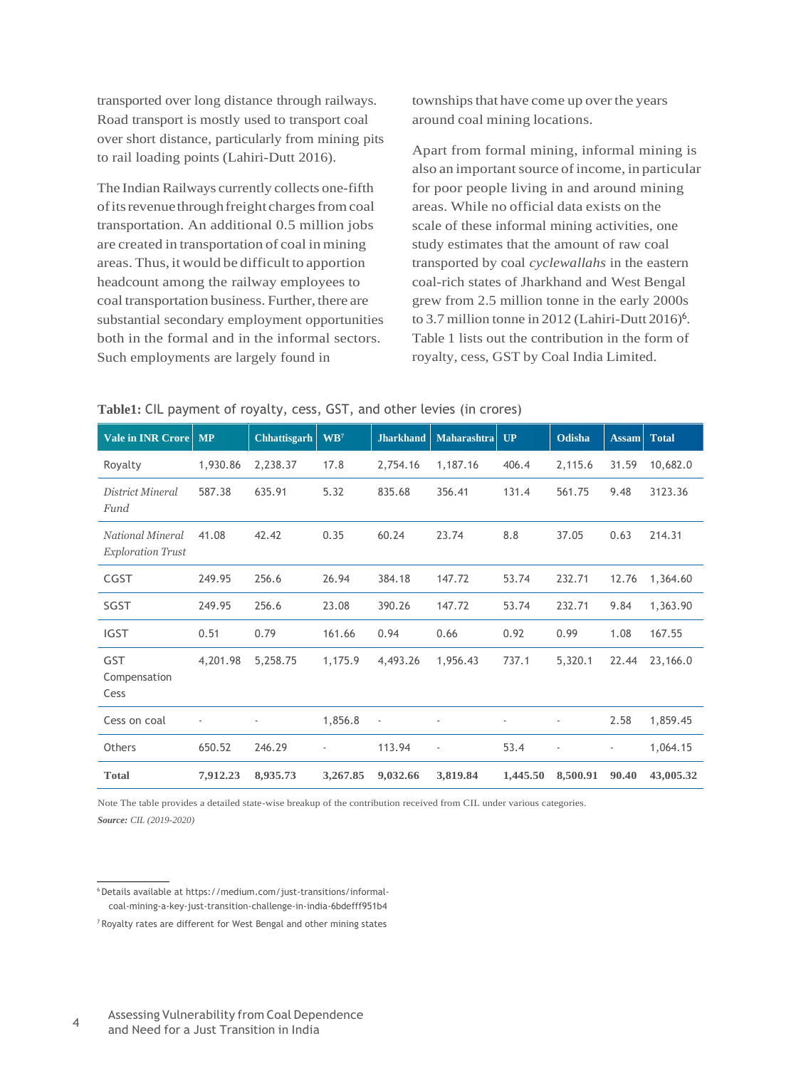transported over long distance through railways. Road transport is mostly used to transport coal over short distance, particularly from mining pits to rail loading points (Lahiri-Dutt 2016).

The Indian Railways currently collects one-fifth of its revenue through freight charges from coal transportation. An additional 0.5 million jobs are created in transportation of coal in mining areas. Thus, it would be difficult to apportion headcount among the railway employees to coal transportation business. Further, there are substantial secondary employment opportunities both in the formal and in the informal sectors. Such employments are largely found in townships that have come up over the years around coal mining locations.

Apart from formal mining, informal mining is also an important source of income, in particular for poor people living in and around mining areas. While no official data exists on the scale of these informal mining activities, one study estimates that the amount of raw coal transported by coal *cyclewallahs* in the eastern coal-rich states of Jharkhand and West Bengal grew from 2.5 million tonne in the early 2000s to 3.7 million tonne in 2012 (Lahiri-Dutt 2016)[6]. Table 1 lists out the contribution in the form of royalty, cess, GST by Coal India Limited.

**Table1:** CIL payment of royalty, cess, GST, and other levies (in crores)

| Vale in INR Crore | MP | Chhattisgarh | WB[7] | Jharkhand | Maharashtra | UP | Odisha | Assam | Total |
|---|---|---|---|---|---|---|---|---|---|
| Royalty | 1,930.86 | 2,238.37 | 17.8 | 2,754.16 | 1,187.16 | 406.4 | 2,115.6 | 31.59 | 10,682.0 |
| *District Mineral Fund* | 587.38 | 635.91 | 5.32 | 835.68 | 356.41 | 131.4 | 561.75 | 9.48 | 3123.36 |
| *National Mineral Exploration Trust* | 41.08 | 42.42 | 0.35 | 60.24 | 23.74 | 8.8 | 37.05 | 0.63 | 214.31 |
| CGST | 249.95 | 256.6 | 26.94 | 384.18 | 147.72 | 53.74 | 232.71 | 12.76 | 1,364.60 |
| SGST | 249.95 | 256.6 | 23.08 | 390.26 | 147.72 | 53.74 | 232.71 | 9.84 | 1,363.90 |
| IGST | 0.51 | 0.79 | 161.66 | 0.94 | 0.66 | 0.92 | 0.99 | 1.08 | 167.55 |
| GST Compensation Cess | 4,201.98 | 5,258.75 | 1,175.9 | 4,493.26 | 1,956.43 | 737.1 | 5,320.1 | 22.44 | 23,166.0 |
| Cess on coal | - | - | 1,856.8 | - | - | - | - | 2.58 | 1,859.45 |
| Others | 650.52 | 246.29 | - | 113.94 | - | 53.4 | - | - | 1,064.15 |
| **Total** | **7,912.23** | **8,935.73** | **3,267.85** | **9,032.66** | **3,819.84** | **1,445.50** | **8,500.91** | **90.40** | **43,005.32** |

Note The table provides a detailed state-wise breakup of the contribution received from CIL under various categories.

***Source:*** *CIL (2019-2020)*

[6] Details available at https://medium.com/just-transitions/informal-coal-mining-a-key-just-transition-challenge-in-india-6bdefff951b4

[7] Royalty rates are different for West Bengal and other mining states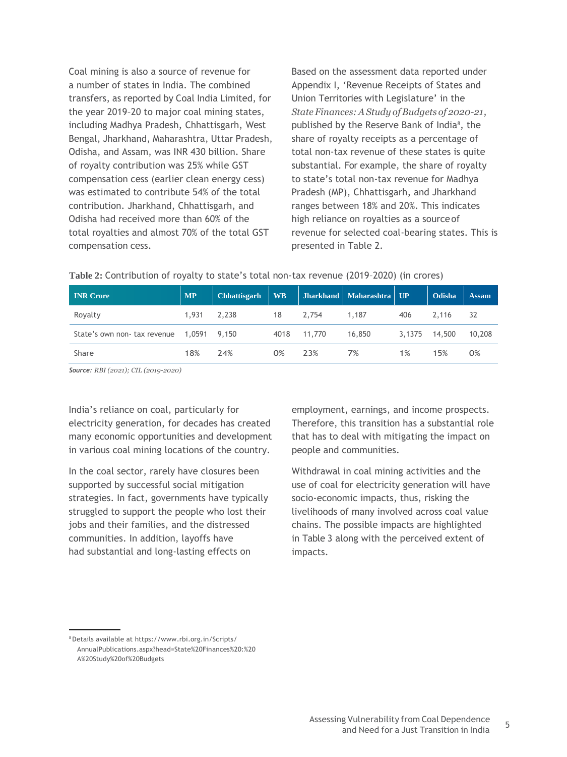Coal mining is also a source of revenue for a number of states in India. The combined transfers, as reported by Coal India Limited, for the year 2019–20 to major coal mining states, including Madhya Pradesh, Chhattisgarh, West Bengal, Jharkhand, Maharashtra, Uttar Pradesh, Odisha, and Assam, was INR 430 billion. Share of royalty contribution was 25% while GST compensation cess (earlier clean energy cess) was estimated to contribute 54% of the total contribution. Jharkhand, Chhattisgarh, and Odisha had received more than 60% of the total royalties and almost 70% of the total GST compensation cess.

Based on the assessment data reported under Appendix I, 'Revenue Receipts of States and Union Territories with Legislature' in the *State Finances: A Study of Budgets of 2020-21*, published by the Reserve Bank of India[8], the share of royalty receipts as a percentage of total non-tax revenue of these states is quite substantial. For example, the share of royalty to state's total non-tax revenue for Madhya Pradesh (MP), Chhattisgarh, and Jharkhand ranges between 18% and 20%. This indicates high reliance on royalties as a source of revenue for selected coal-bearing states. This is presented in Table 2.

**Table 2:** Contribution of royalty to state's total non-tax revenue (2019–2020) (in crores)

| INR Crore | MP | Chhattisgarh | WB | Jharkhand | Maharashtra | UP | Odisha | Assam |
|---|---|---|---|---|---|---|---|---|
| Royalty | 1,931 | 2,238 | 18 | 2,754 | 1,187 | 406 | 2,116 | 32 |
| State's own non- tax revenue | 1,0591 | 9,150 | 4018 | 11,770 | 16,850 | 3,1375 | 14,500 | 10,208 |
| Share | 18% | 24% | 0% | 23% | 7% | 1% | 15% | 0% |

***Source:*** *RBI (2021); CIL (2019-2020)*

India's reliance on coal, particularly for electricity generation, for decades has created many economic opportunities and development in various coal mining locations of the country.

In the coal sector, rarely have closures been supported by successful social mitigation strategies. In fact, governments have typically struggled to support the people who lost their jobs and their families, and the distressed communities. In addition, layoffs have had substantial and long-lasting effects on employment, earnings, and income prospects. Therefore, this transition has a substantial role that has to deal with mitigating the impact on people and communities.

Withdrawal in coal mining activities and the use of coal for electricity generation will have socio-economic impacts, thus, risking the livelihoods of many involved across coal value chains. The possible impacts are highlighted in Table 3 along with the perceived extent of impacts.

[8] Details available at https://www.rbi.org.in/Scripts/AnnualPublications.aspx?head=State%20Finances%20:%20A%20Study%20of%20Budgets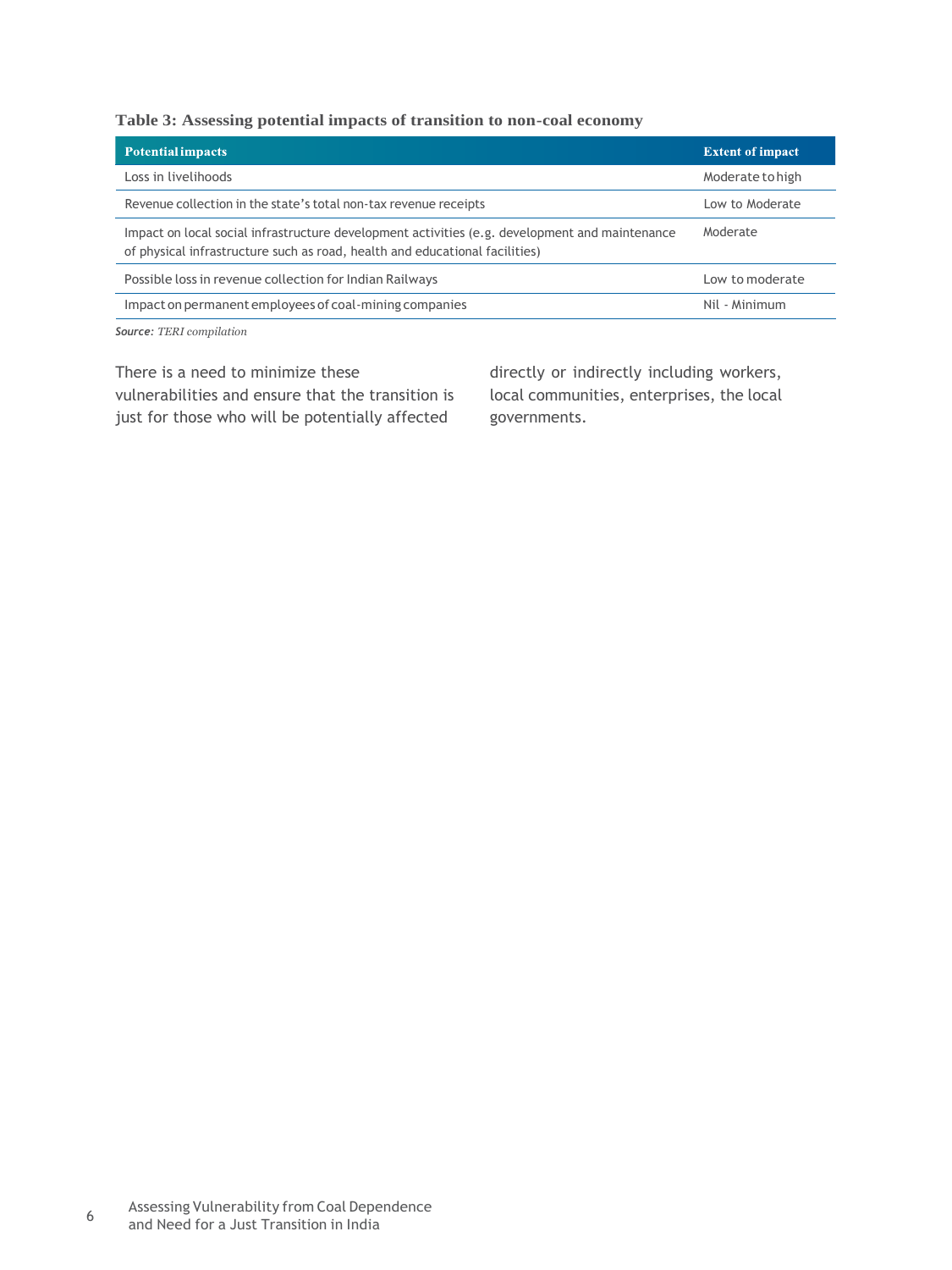**Table 3: Assessing potential impacts of transition to non-coal economy**

| Potential impacts | Extent of impact |
|---|---|
| Loss in livelihoods | Moderate to high |
| Revenue collection in the state's total non-tax revenue receipts | Low to Moderate |
| Impact on local social infrastructure development activities (e.g. development and maintenance of physical infrastructure such as road, health and educational facilities) | Moderate |
| Possible loss in revenue collection for Indian Railways | Low to moderate |
| Impact on permanent employees of coal-mining companies | Nil - Minimum |

***Source:*** *TERI compilation*

There is a need to minimize these vulnerabilities and ensure that the transition is just for those who will be potentially affected directly or indirectly including workers, local communities, enterprises, the local governments.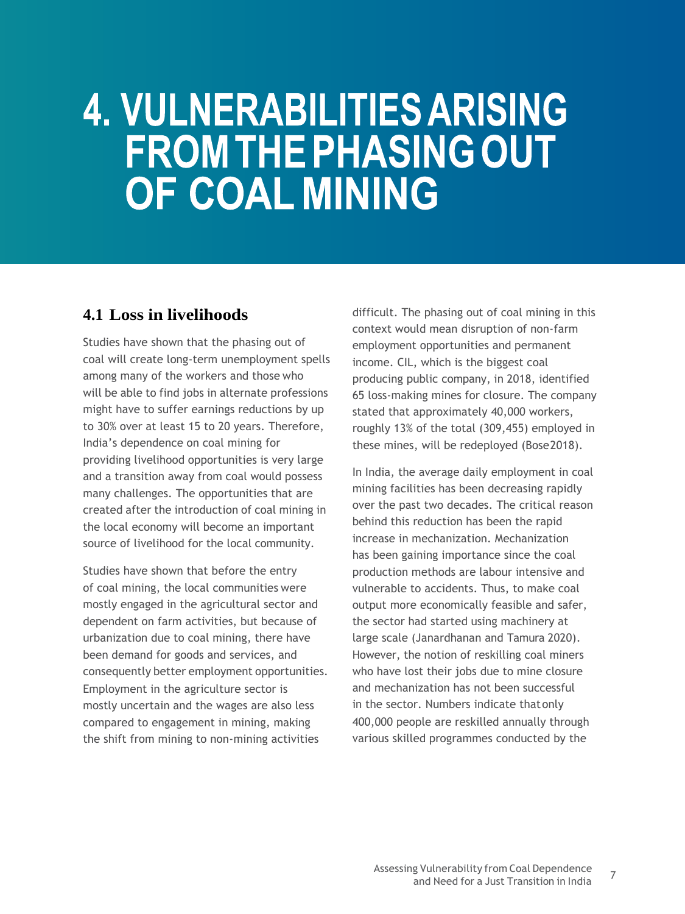# 4. VULNERABILITIES ARISING FROM THE PHASING OUT OF COAL MINING

## 4.1 Loss in livelihoods

Studies have shown that the phasing out of coal will create long-term unemployment spells among many of the workers and those who will be able to find jobs in alternate professions might have to suffer earnings reductions by up to 30% over at least 15 to 20 years. Therefore, India's dependence on coal mining for providing livelihood opportunities is very large and a transition away from coal would possess many challenges. The opportunities that are created after the introduction of coal mining in the local economy will become an important source of livelihood for the local community.

Studies have shown that before the entry of coal mining, the local communities were mostly engaged in the agricultural sector and dependent on farm activities, but because of urbanization due to coal mining, there have been demand for goods and services, and consequently better employment opportunities. Employment in the agriculture sector is mostly uncertain and the wages are also less compared to engagement in mining, making the shift from mining to non-mining activities difficult. The phasing out of coal mining in this context would mean disruption of non-farm employment opportunities and permanent income. CIL, which is the biggest coal producing public company, in 2018, identified 65 loss-making mines for closure. The company stated that approximately 40,000 workers, roughly 13% of the total (309,455) employed in these mines, will be redeployed (Bose 2018).

In India, the average daily employment in coal mining facilities has been decreasing rapidly over the past two decades. The critical reason behind this reduction has been the rapid increase in mechanization. Mechanization has been gaining importance since the coal production methods are labour intensive and vulnerable to accidents. Thus, to make coal output more economically feasible and safer, the sector had started using machinery at large scale (Janardhanan and Tamura 2020). However, the notion of reskilling coal miners who have lost their jobs due to mine closure and mechanization has not been successful in the sector. Numbers indicate that only 400,000 people are reskilled annually through various skilled programmes conducted by the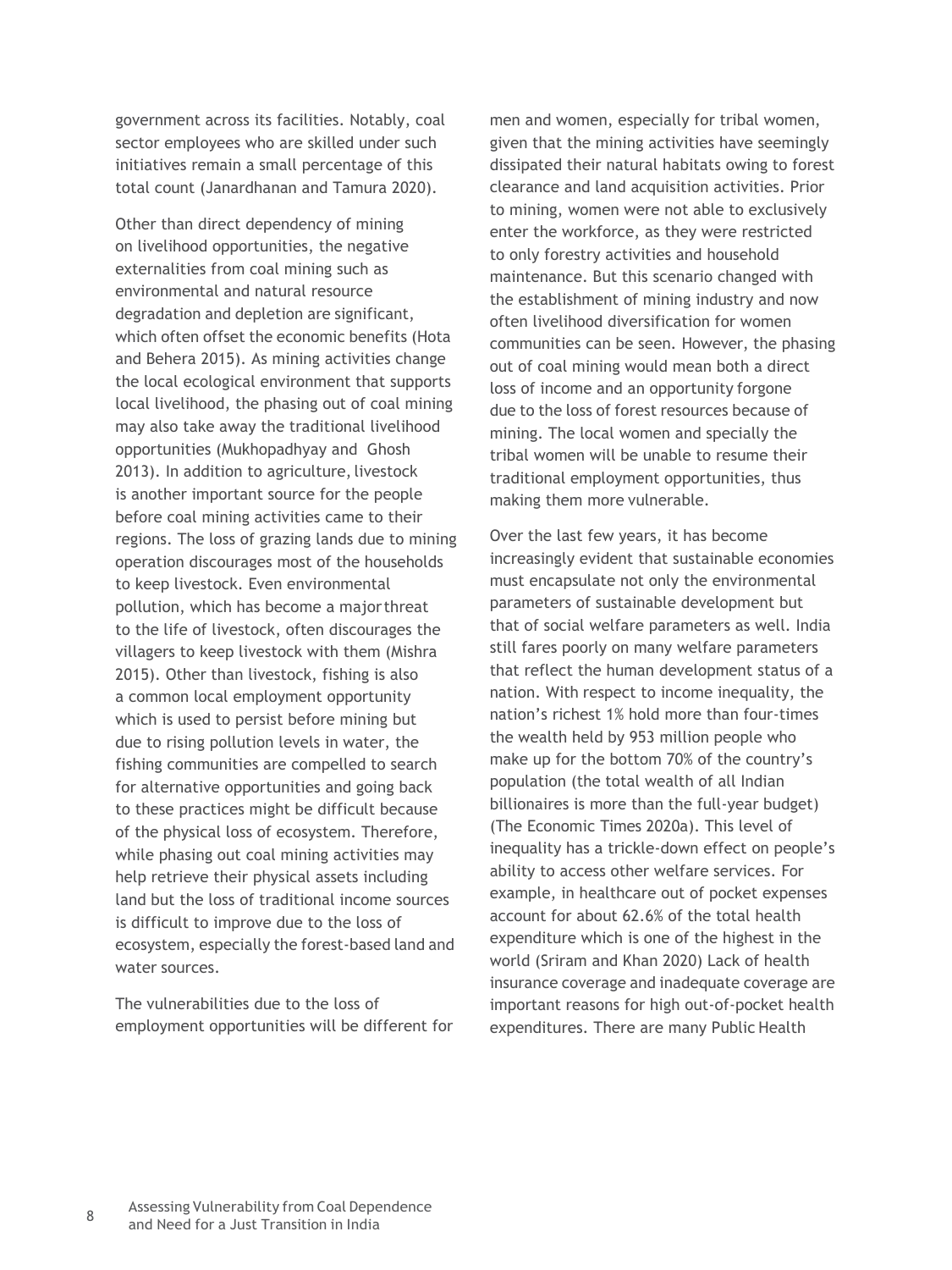government across its facilities. Notably, coal sector employees who are skilled under such initiatives remain a small percentage of this total count (Janardhanan and Tamura 2020).

Other than direct dependency of mining on livelihood opportunities, the negative externalities from coal mining such as environmental and natural resource degradation and depletion are significant, which often offset the economic benefits (Hota and Behera 2015). As mining activities change the local ecological environment that supports local livelihood, the phasing out of coal mining may also take away the traditional livelihood opportunities (Mukhopadhyay and Ghosh 2013). In addition to agriculture, livestock is another important source for the people before coal mining activities came to their regions. The loss of grazing lands due to mining operation discourages most of the households to keep livestock. Even environmental pollution, which has become a major threat to the life of livestock, often discourages the villagers to keep livestock with them (Mishra 2015). Other than livestock, fishing is also a common local employment opportunity which is used to persist before mining but due to rising pollution levels in water, the fishing communities are compelled to search for alternative opportunities and going back to these practices might be difficult because of the physical loss of ecosystem. Therefore, while phasing out coal mining activities may help retrieve their physical assets including land but the loss of traditional income sources is difficult to improve due to the loss of ecosystem, especially the forest-based land and water sources.

The vulnerabilities due to the loss of employment opportunities will be different for men and women, especially for tribal women, given that the mining activities have seemingly dissipated their natural habitats owing to forest clearance and land acquisition activities. Prior to mining, women were not able to exclusively enter the workforce, as they were restricted to only forestry activities and household maintenance. But this scenario changed with the establishment of mining industry and now often livelihood diversification for women communities can be seen. However, the phasing out of coal mining would mean both a direct loss of income and an opportunity forgone due to the loss of forest resources because of mining. The local women and specially the tribal women will be unable to resume their traditional employment opportunities, thus making them more vulnerable.

Over the last few years, it has become increasingly evident that sustainable economies must encapsulate not only the environmental parameters of sustainable development but that of social welfare parameters as well. India still fares poorly on many welfare parameters that reflect the human development status of a nation. With respect to income inequality, the nation's richest 1% hold more than four-times the wealth held by 953 million people who make up for the bottom 70% of the country's population (the total wealth of all Indian billionaires is more than the full-year budget) (The Economic Times 2020a). This level of inequality has a trickle-down effect on people's ability to access other welfare services. For example, in healthcare out of pocket expenses account for about 62.6% of the total health expenditure which is one of the highest in the world (Sriram and Khan 2020) Lack of health insurance coverage and inadequate coverage are important reasons for high out-of-pocket health expenditures. There are many Public Health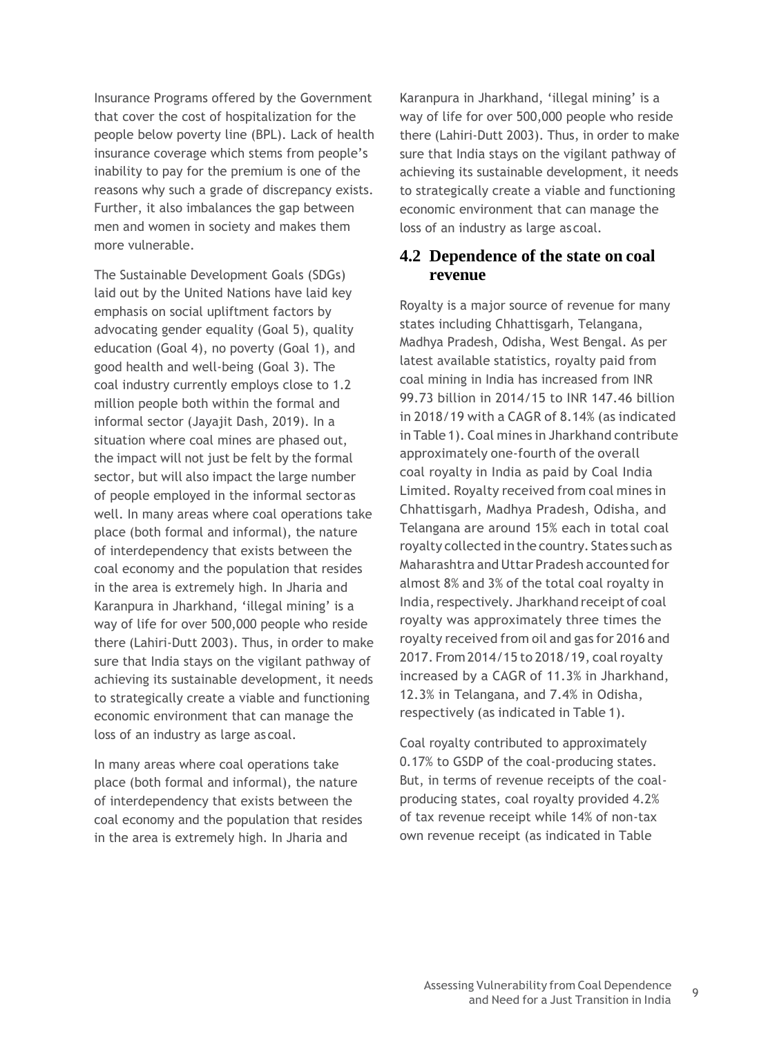Insurance Programs offered by the Government that cover the cost of hospitalization for the people below poverty line (BPL). Lack of health insurance coverage which stems from people's inability to pay for the premium is one of the reasons why such a grade of discrepancy exists. Further, it also imbalances the gap between men and women in society and makes them more vulnerable.

The Sustainable Development Goals (SDGs) laid out by the United Nations have laid key emphasis on social upliftment factors by advocating gender equality (Goal 5), quality education (Goal 4), no poverty (Goal 1), and good health and well-being (Goal 3). The coal industry currently employs close to 1.2 million people both within the formal and informal sector (Jayajit Dash, 2019). In a situation where coal mines are phased out, the impact will not just be felt by the formal sector, but will also impact the large number of people employed in the informal sector as well. In many areas where coal operations take place (both formal and informal), the nature of interdependency that exists between the coal economy and the population that resides in the area is extremely high. In Jharia and Karanpura in Jharkhand, 'illegal mining' is a way of life for over 500,000 people who reside there (Lahiri-Dutt 2003). Thus, in order to make sure that India stays on the vigilant pathway of achieving its sustainable development, it needs to strategically create a viable and functioning economic environment that can manage the loss of an industry as large as coal.

In many areas where coal operations take place (both formal and informal), the nature of interdependency that exists between the coal economy and the population that resides in the area is extremely high. In Jharia and Karanpura in Jharkhand, 'illegal mining' is a way of life for over 500,000 people who reside there (Lahiri-Dutt 2003). Thus, in order to make sure that India stays on the vigilant pathway of achieving its sustainable development, it needs to strategically create a viable and functioning economic environment that can manage the loss of an industry as large as coal.

## 4.2 Dependence of the state on coal revenue

Royalty is a major source of revenue for many states including Chhattisgarh, Telangana, Madhya Pradesh, Odisha, West Bengal. As per latest available statistics, royalty paid from coal mining in India has increased from INR 99.73 billion in 2014/15 to INR 147.46 billion in 2018/19 with a CAGR of 8.14% (as indicated in Table 1). Coal mines in Jharkhand contribute approximately one-fourth of the overall coal royalty in India as paid by Coal India Limited. Royalty received from coal mines in Chhattisgarh, Madhya Pradesh, Odisha, and Telangana are around 15% each in total coal royalty collected in the country. States such as Maharashtra and Uttar Pradesh accounted for almost 8% and 3% of the total coal royalty in India, respectively. Jharkhand receipt of coal royalty was approximately three times the royalty received from oil and gas for 2016 and 2017. From 2014/15 to 2018/19, coal royalty increased by a CAGR of 11.3% in Jharkhand, 12.3% in Telangana, and 7.4% in Odisha, respectively (as indicated in Table 1).

Coal royalty contributed to approximately 0.17% to GSDP of the coal-producing states. But, in terms of revenue receipts of the coal-producing states, coal royalty provided 4.2% of tax revenue receipt while 14% of non-tax own revenue receipt (as indicated in Table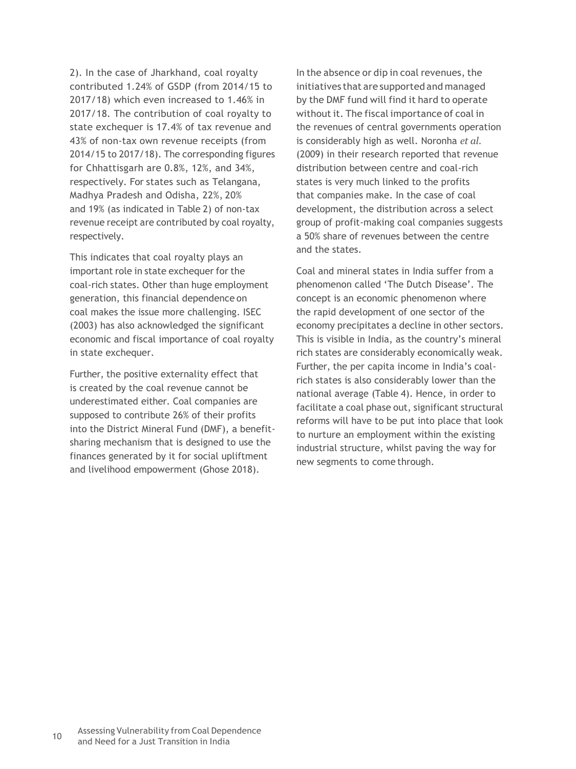2). In the case of Jharkhand, coal royalty contributed 1.24% of GSDP (from 2014/15 to 2017/18) which even increased to 1.46% in 2017/18. The contribution of coal royalty to state exchequer is 17.4% of tax revenue and 43% of non-tax own revenue receipts (from 2014/15 to 2017/18). The corresponding figures for Chhattisgarh are 0.8%, 12%, and 34%, respectively. For states such as Telangana, Madhya Pradesh and Odisha, 22%, 20% and 19% (as indicated in Table 2) of non-tax revenue receipt are contributed by coal royalty, respectively.

This indicates that coal royalty plays an important role in state exchequer for the coal-rich states. Other than huge employment generation, this financial dependence on coal makes the issue more challenging. ISEC (2003) has also acknowledged the significant economic and fiscal importance of coal royalty in state exchequer.

Further, the positive externality effect that is created by the coal revenue cannot be underestimated either. Coal companies are supposed to contribute 26% of their profits into the District Mineral Fund (DMF), a benefit-sharing mechanism that is designed to use the finances generated by it for social upliftment and livelihood empowerment (Ghose 2018).

In the absence or dip in coal revenues, the initiatives that are supported and managed by the DMF fund will find it hard to operate without it. The fiscal importance of coal in the revenues of central governments operation is considerably high as well. Noronha *et al.* (2009) in their research reported that revenue distribution between centre and coal-rich states is very much linked to the profits that companies make. In the case of coal development, the distribution across a select group of profit-making coal companies suggests a 50% share of revenues between the centre and the states.

Coal and mineral states in India suffer from a phenomenon called 'The Dutch Disease'. The concept is an economic phenomenon where the rapid development of one sector of the economy precipitates a decline in other sectors. This is visible in India, as the country's mineral rich states are considerably economically weak. Further, the per capita income in India's coal-rich states is also considerably lower than the national average (Table 4). Hence, in order to facilitate a coal phase out, significant structural reforms will have to be put into place that look to nurture an employment within the existing industrial structure, whilst paving the way for new segments to come through.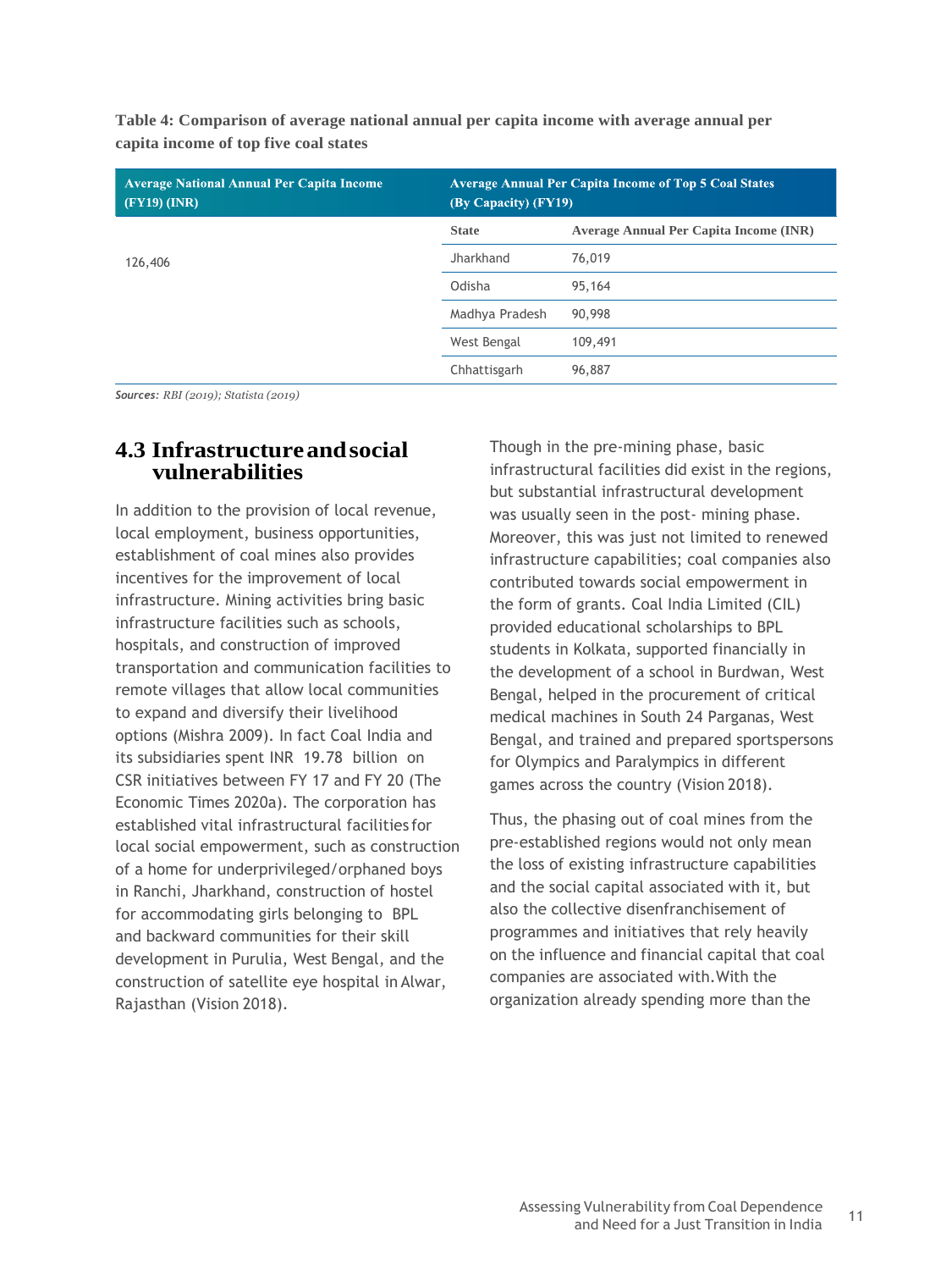**Table 4: Comparison of average national annual per capita income with average annual per capita income of top five coal states**

| Average National Annual Per Capita Income (FY19) (INR) | Average Annual Per Capita Income of Top 5 Coal States (By Capacity) (FY19) | |
|---|---|---|
| | **State** | **Average Annual Per Capita Income (INR)** |
| 126,406 | Jharkhand | 76,019 |
| | Odisha | 95,164 |
| | Madhya Pradesh | 90,998 |
| | West Bengal | 109,491 |
| | Chhattisgarh | 96,887 |

*Sources: RBI (2019); Statista (2019)*

## 4.3 Infrastructure and social vulnerabilities

In addition to the provision of local revenue, local employment, business opportunities, establishment of coal mines also provides incentives for the improvement of local infrastructure. Mining activities bring basic infrastructure facilities such as schools, hospitals, and construction of improved transportation and communication facilities to remote villages that allow local communities to expand and diversify their livelihood options (Mishra 2009). In fact Coal India and its subsidiaries spent INR 19.78 billion on CSR initiatives between FY 17 and FY 20 (The Economic Times 2020a). The corporation has established vital infrastructural facilities for local social empowerment, such as construction of a home for underprivileged/orphaned boys in Ranchi, Jharkhand, construction of hostel for accommodating girls belonging to BPL and backward communities for their skill development in Purulia, West Bengal, and the construction of satellite eye hospital in Alwar, Rajasthan (Vision 2018).

Though in the pre-mining phase, basic infrastructural facilities did exist in the regions, but substantial infrastructural development was usually seen in the post- mining phase. Moreover, this was just not limited to renewed infrastructure capabilities; coal companies also contributed towards social empowerment in the form of grants. Coal India Limited (CIL) provided educational scholarships to BPL students in Kolkata, supported financially in the development of a school in Burdwan, West Bengal, helped in the procurement of critical medical machines in South 24 Parganas, West Bengal, and trained and prepared sportspersons for Olympics and Paralympics in different games across the country (Vision 2018).

Thus, the phasing out of coal mines from the pre-established regions would not only mean the loss of existing infrastructure capabilities and the social capital associated with it, but also the collective disenfranchisement of programmes and initiatives that rely heavily on the influence and financial capital that coal companies are associated with. With the organization already spending more than the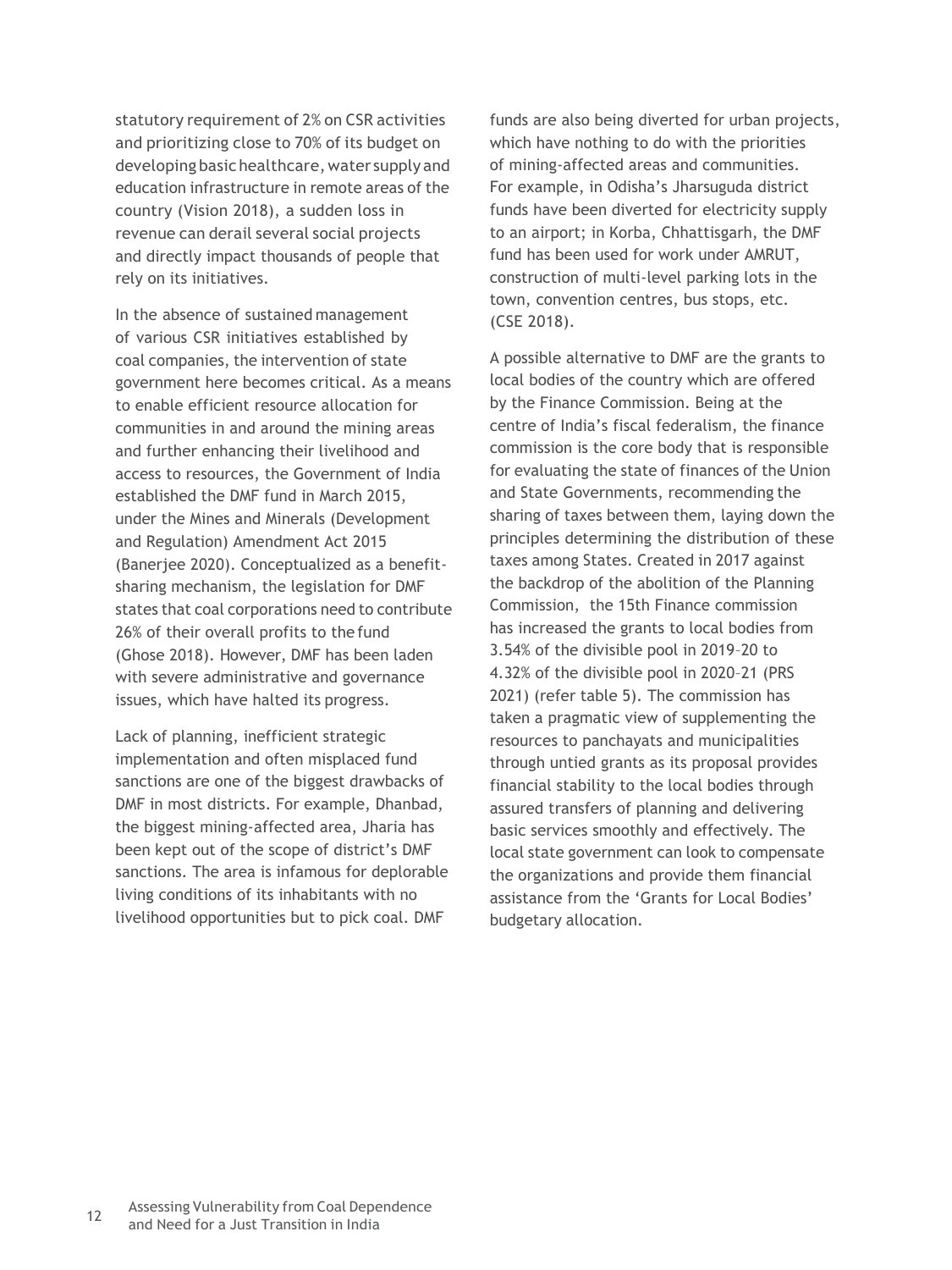statutory requirement of 2% on CSR activities and prioritizing close to 70% of its budget on developing basic healthcare, water supply and education infrastructure in remote areas of the country (Vision 2018), a sudden loss in revenue can derail several social projects and directly impact thousands of people that rely on its initiatives.

In the absence of sustained management of various CSR initiatives established by coal companies, the intervention of state government here becomes critical. As a means to enable efficient resource allocation for communities in and around the mining areas and further enhancing their livelihood and access to resources, the Government of India established the DMF fund in March 2015, under the Mines and Minerals (Development and Regulation) Amendment Act 2015 (Banerjee 2020). Conceptualized as a benefit-sharing mechanism, the legislation for DMF states that coal corporations need to contribute 26% of their overall profits to the fund (Ghose 2018). However, DMF has been laden with severe administrative and governance issues, which have halted its progress.

Lack of planning, inefficient strategic implementation and often misplaced fund sanctions are one of the biggest drawbacks of DMF in most districts. For example, Dhanbad, the biggest mining-affected area, Jharia has been kept out of the scope of district's DMF sanctions. The area is infamous for deplorable living conditions of its inhabitants with no livelihood opportunities but to pick coal. DMF funds are also being diverted for urban projects, which have nothing to do with the priorities of mining-affected areas and communities. For example, in Odisha's Jharsuguda district funds have been diverted for electricity supply to an airport; in Korba, Chhattisgarh, the DMF fund has been used for work under AMRUT, construction of multi-level parking lots in the town, convention centres, bus stops, etc. (CSE 2018).

A possible alternative to DMF are the grants to local bodies of the country which are offered by the Finance Commission. Being at the centre of India's fiscal federalism, the finance commission is the core body that is responsible for evaluating the state of finances of the Union and State Governments, recommending the sharing of taxes between them, laying down the principles determining the distribution of these taxes among States. Created in 2017 against the backdrop of the abolition of the Planning Commission, the 15th Finance commission has increased the grants to local bodies from 3.54% of the divisible pool in 2019–20 to 4.32% of the divisible pool in 2020–21 (PRS 2021) (refer table 5). The commission has taken a pragmatic view of supplementing the resources to panchayats and municipalities through untied grants as its proposal provides financial stability to the local bodies through assured transfers of planning and delivering basic services smoothly and effectively. The local state government can look to compensate the organizations and provide them financial assistance from the 'Grants for Local Bodies' budgetary allocation.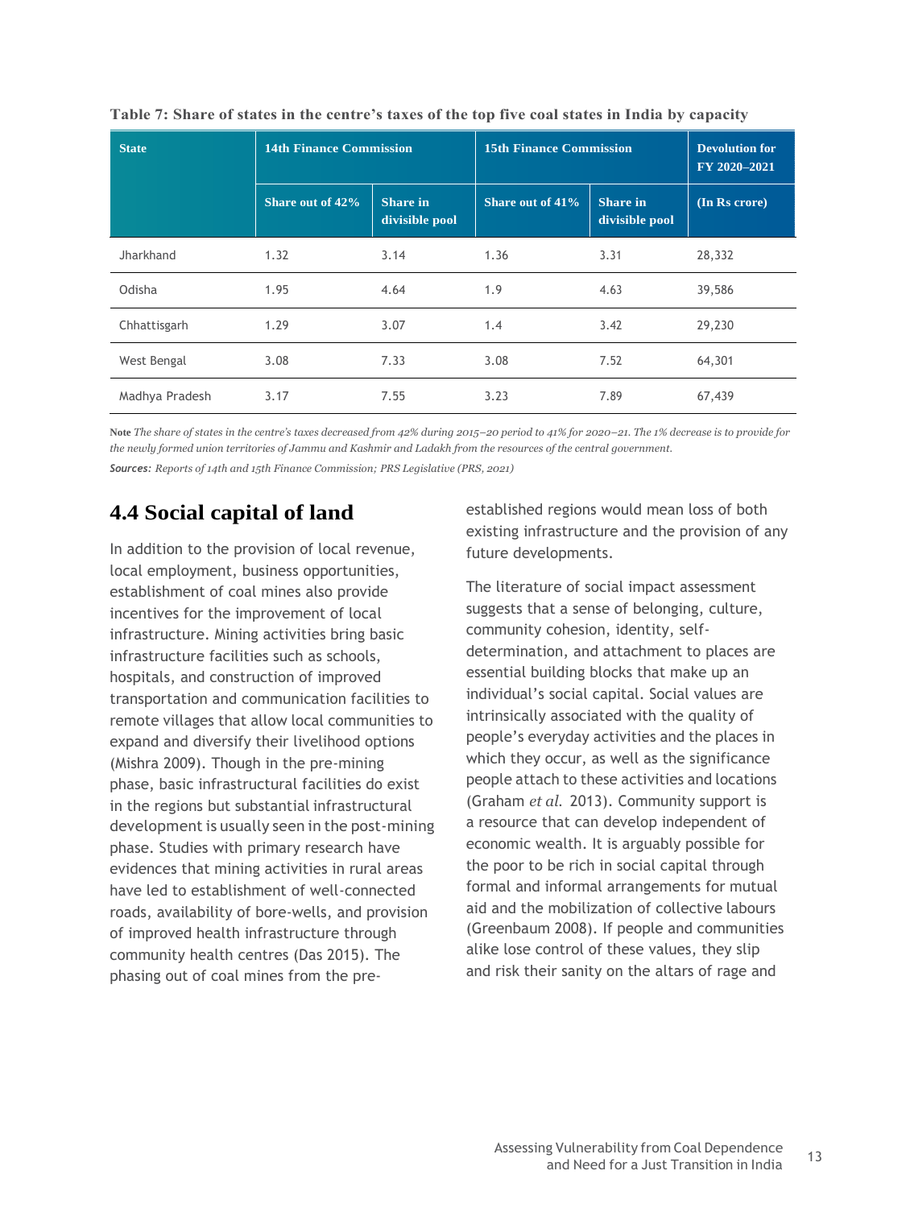**Table 7: Share of states in the centre's taxes of the top five coal states in India by capacity**

| State | 14th Finance Commission | | 15th Finance Commission | | Devolution for FY 2020–2021 |
|---|---|---|---|---|---|
| | Share out of 42% | Share in divisible pool | Share out of 41% | Share in divisible pool | (In Rs crore) |
| Jharkhand | 1.32 | 3.14 | 1.36 | 3.31 | 28,332 |
| Odisha | 1.95 | 4.64 | 1.9 | 4.63 | 39,586 |
| Chhattisgarh | 1.29 | 3.07 | 1.4 | 3.42 | 29,230 |
| West Bengal | 3.08 | 7.33 | 3.08 | 7.52 | 64,301 |
| Madhya Pradesh | 3.17 | 7.55 | 3.23 | 7.89 | 67,439 |

**Note** *The share of states in the centre's taxes decreased from 42% during 2015–20 period to 41% for 2020–21. The 1% decrease is to provide for the newly formed union territories of Jammu and Kashmir and Ladakh from the resources of the central government.*

***Sources:*** *Reports of 14th and 15th Finance Commission; PRS Legislative (PRS, 2021)*

## 4.4 Social capital of land

In addition to the provision of local revenue, local employment, business opportunities, establishment of coal mines also provide incentives for the improvement of local infrastructure. Mining activities bring basic infrastructure facilities such as schools, hospitals, and construction of improved transportation and communication facilities to remote villages that allow local communities to expand and diversify their livelihood options (Mishra 2009). Though in the pre-mining phase, basic infrastructural facilities do exist in the regions but substantial infrastructural development is usually seen in the post-mining phase. Studies with primary research have evidences that mining activities in rural areas have led to establishment of well-connected roads, availability of bore-wells, and provision of improved health infrastructure through community health centres (Das 2015). The phasing out of coal mines from the pre-established regions would mean loss of both existing infrastructure and the provision of any future developments.

The literature of social impact assessment suggests that a sense of belonging, culture, community cohesion, identity, self-determination, and attachment to places are essential building blocks that make up an individual's social capital. Social values are intrinsically associated with the quality of people's everyday activities and the places in which they occur, as well as the significance people attach to these activities and locations (Graham *et al.* 2013). Community support is a resource that can develop independent of economic wealth. It is arguably possible for the poor to be rich in social capital through formal and informal arrangements for mutual aid and the mobilization of collective labours (Greenbaum 2008). If people and communities alike lose control of these values, they slip and risk their sanity on the altars of rage and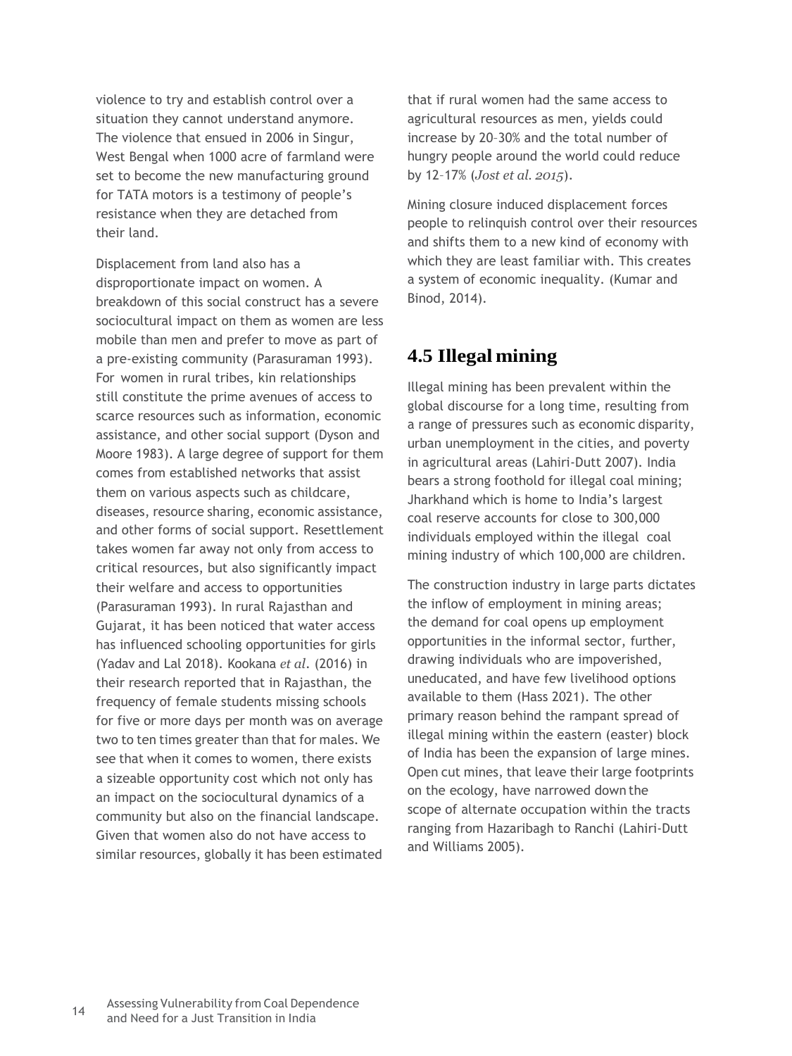violence to try and establish control over a situation they cannot understand anymore. The violence that ensued in 2006 in Singur, West Bengal when 1000 acre of farmland were set to become the new manufacturing ground for TATA motors is a testimony of people's resistance when they are detached from their land.

Displacement from land also has a disproportionate impact on women. A breakdown of this social construct has a severe sociocultural impact on them as women are less mobile than men and prefer to move as part of a pre-existing community (Parasuraman 1993). For women in rural tribes, kin relationships still constitute the prime avenues of access to scarce resources such as information, economic assistance, and other social support (Dyson and Moore 1983). A large degree of support for them comes from established networks that assist them on various aspects such as childcare, diseases, resource sharing, economic assistance, and other forms of social support. Resettlement takes women far away not only from access to critical resources, but also significantly impact their welfare and access to opportunities (Parasuraman 1993). In rural Rajasthan and Gujarat, it has been noticed that water access has influenced schooling opportunities for girls (Yadav and Lal 2018). Kookana *et al*. (2016) in their research reported that in Rajasthan, the frequency of female students missing schools for five or more days per month was on average two to ten times greater than that for males. We see that when it comes to women, there exists a sizeable opportunity cost which not only has an impact on the sociocultural dynamics of a community but also on the financial landscape. Given that women also do not have access to similar resources, globally it has been estimated that if rural women had the same access to agricultural resources as men, yields could increase by 20–30% and the total number of hungry people around the world could reduce by 12–17% (*Jost et al. 2015*).

Mining closure induced displacement forces people to relinquish control over their resources and shifts them to a new kind of economy with which they are least familiar with. This creates a system of economic inequality. (Kumar and Binod, 2014).

## 4.5 Illegal mining

Illegal mining has been prevalent within the global discourse for a long time, resulting from a range of pressures such as economic disparity, urban unemployment in the cities, and poverty in agricultural areas (Lahiri-Dutt 2007). India bears a strong foothold for illegal coal mining; Jharkhand which is home to India's largest coal reserve accounts for close to 300,000 individuals employed within the illegal coal mining industry of which 100,000 are children.

The construction industry in large parts dictates the inflow of employment in mining areas; the demand for coal opens up employment opportunities in the informal sector, further, drawing individuals who are impoverished, uneducated, and have few livelihood options available to them (Hass 2021). The other primary reason behind the rampant spread of illegal mining within the eastern (easter) block of India has been the expansion of large mines. Open cut mines, that leave their large footprints on the ecology, have narrowed down the scope of alternate occupation within the tracts ranging from Hazaribagh to Ranchi (Lahiri-Dutt and Williams 2005).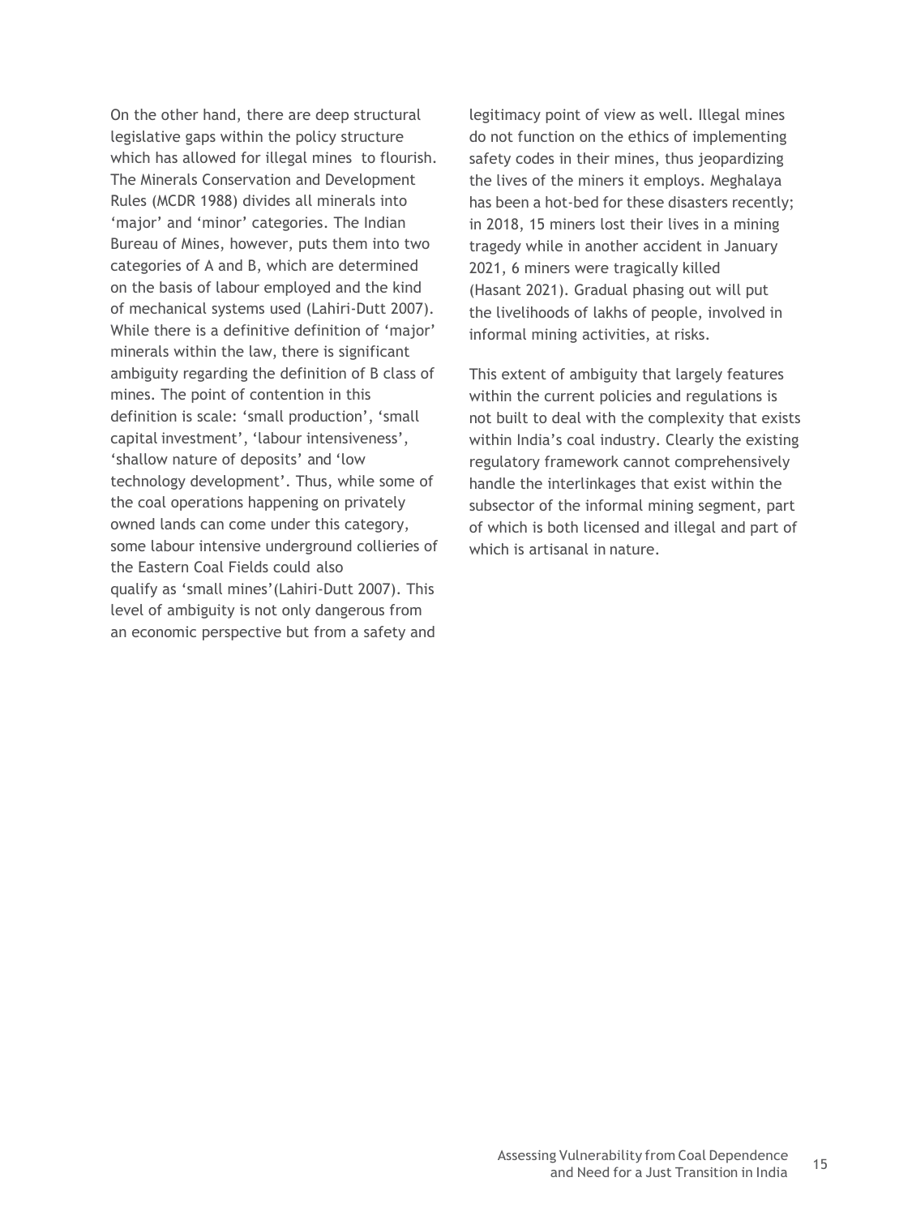On the other hand, there are deep structural legislative gaps within the policy structure which has allowed for illegal mines to flourish. The Minerals Conservation and Development Rules (MCDR 1988) divides all minerals into 'major' and 'minor' categories. The Indian Bureau of Mines, however, puts them into two categories of A and B, which are determined on the basis of labour employed and the kind of mechanical systems used (Lahiri-Dutt 2007). While there is a definitive definition of 'major' minerals within the law, there is significant ambiguity regarding the definition of B class of mines. The point of contention in this definition is scale: 'small production', 'small capital investment', 'labour intensiveness', 'shallow nature of deposits' and 'low technology development'. Thus, while some of the coal operations happening on privately owned lands can come under this category, some labour intensive underground collieries of the Eastern Coal Fields could also qualify as 'small mines'(Lahiri-Dutt 2007). This level of ambiguity is not only dangerous from an economic perspective but from a safety and legitimacy point of view as well. Illegal mines do not function on the ethics of implementing safety codes in their mines, thus jeopardizing the lives of the miners it employs. Meghalaya has been a hot-bed for these disasters recently; in 2018, 15 miners lost their lives in a mining tragedy while in another accident in January 2021, 6 miners were tragically killed (Hasant 2021). Gradual phasing out will put the livelihoods of lakhs of people, involved in informal mining activities, at risks.

This extent of ambiguity that largely features within the current policies and regulations is not built to deal with the complexity that exists within India's coal industry. Clearly the existing regulatory framework cannot comprehensively handle the interlinkages that exist within the subsector of the informal mining segment, part of which is both licensed and illegal and part of which is artisanal in nature.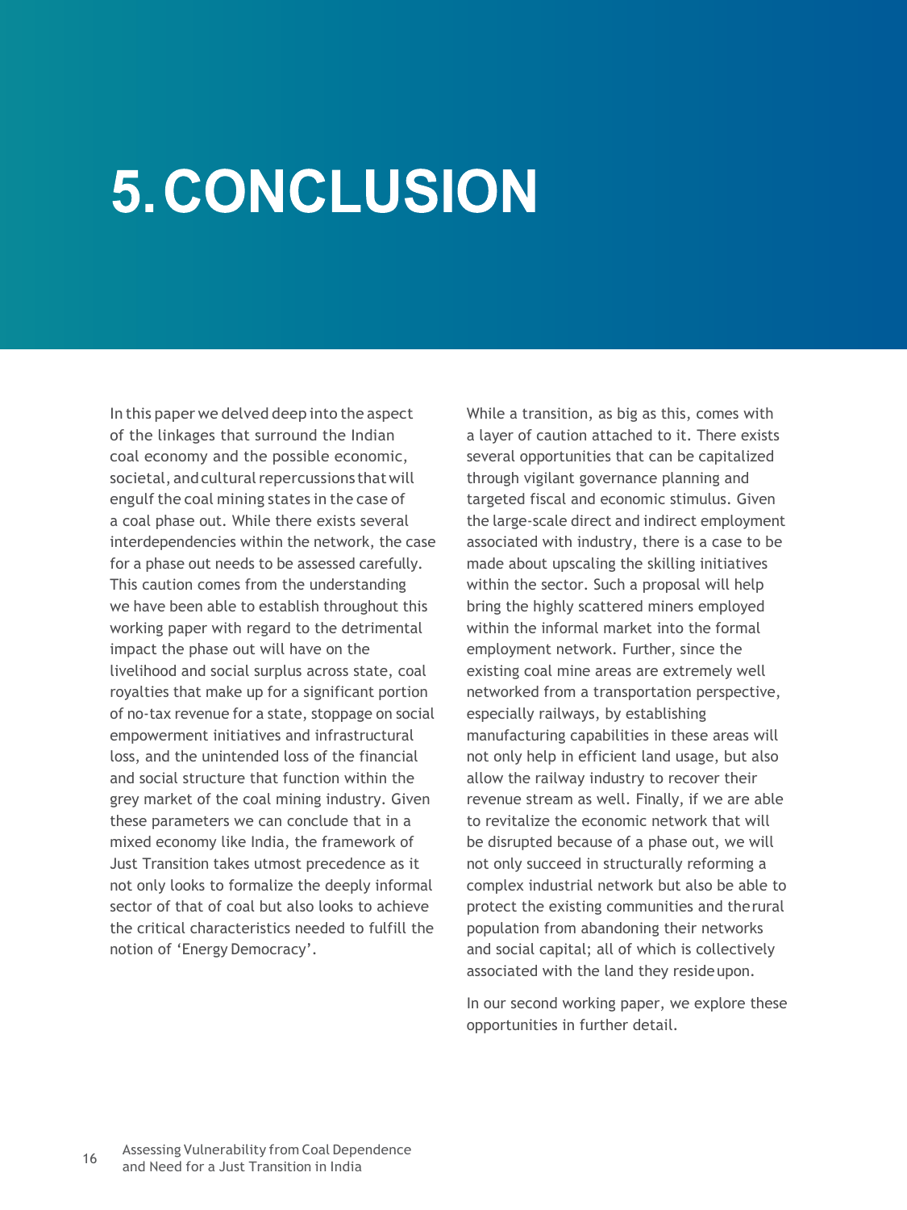# 5. CONCLUSION

In this paper we delved deep into the aspect of the linkages that surround the Indian coal economy and the possible economic, societal, and cultural repercussions that will engulf the coal mining states in the case of a coal phase out. While there exists several interdependencies within the network, the case for a phase out needs to be assessed carefully. This caution comes from the understanding we have been able to establish throughout this working paper with regard to the detrimental impact the phase out will have on the livelihood and social surplus across state, coal royalties that make up for a significant portion of no-tax revenue for a state, stoppage on social empowerment initiatives and infrastructural loss, and the unintended loss of the financial and social structure that function within the grey market of the coal mining industry. Given these parameters we can conclude that in a mixed economy like India, the framework of Just Transition takes utmost precedence as it not only looks to formalize the deeply informal sector of that of coal but also looks to achieve the critical characteristics needed to fulfill the notion of 'Energy Democracy'.

While a transition, as big as this, comes with a layer of caution attached to it. There exists several opportunities that can be capitalized through vigilant governance planning and targeted fiscal and economic stimulus. Given the large-scale direct and indirect employment associated with industry, there is a case to be made about upscaling the skilling initiatives within the sector. Such a proposal will help bring the highly scattered miners employed within the informal market into the formal employment network. Further, since the existing coal mine areas are extremely well networked from a transportation perspective, especially railways, by establishing manufacturing capabilities in these areas will not only help in efficient land usage, but also allow the railway industry to recover their revenue stream as well. Finally, if we are able to revitalize the economic network that will be disrupted because of a phase out, we will not only succeed in structurally reforming a complex industrial network but also be able to protect the existing communities and the rural population from abandoning their networks and social capital; all of which is collectively associated with the land they reside upon.

In our second working paper, we explore these opportunities in further detail.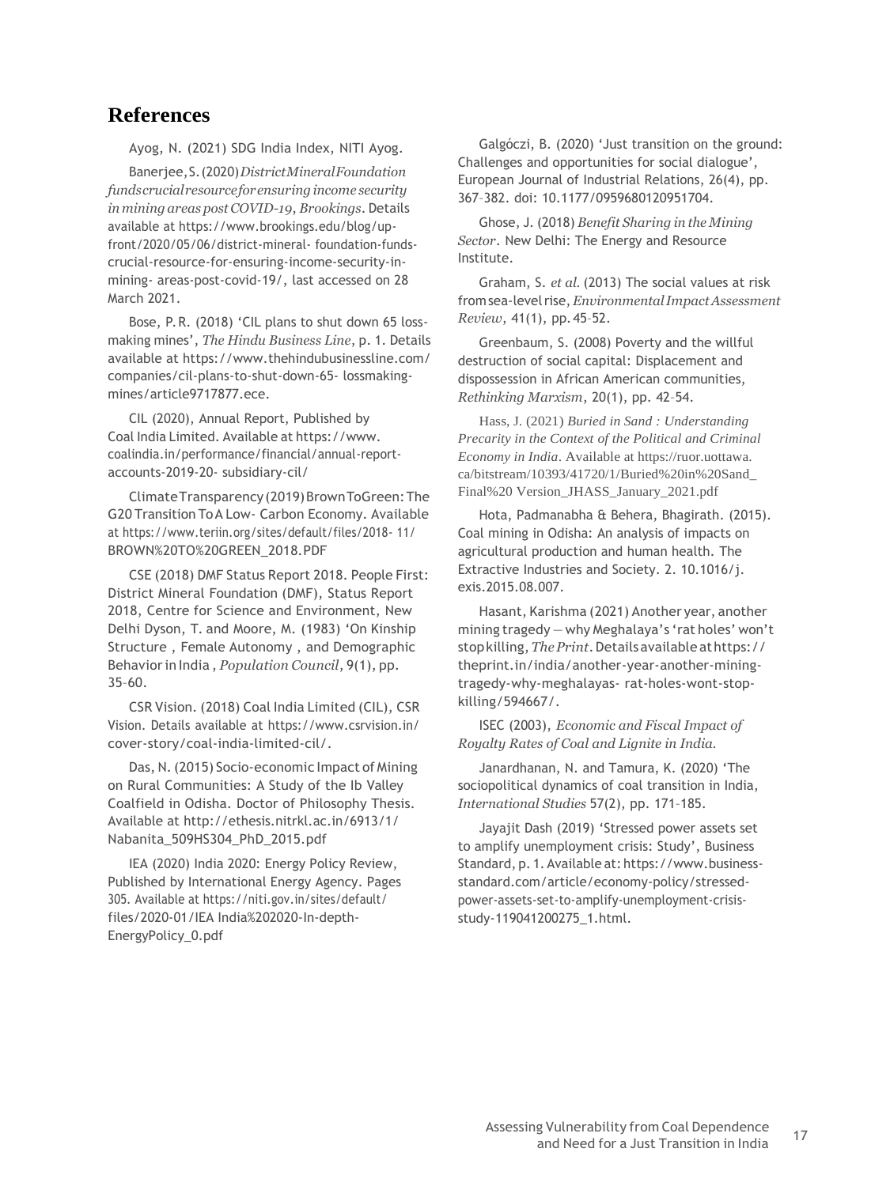# References

Ayog, N. (2021) SDG India Index, NITI Ayog.

Banerjee, S. (2020) *District Mineral Foundation funds crucial resource for ensuring income security in mining areas post COVID-19, Brookings*. Details available at https://www.brookings.edu/blog/up-front/2020/05/06/district-mineral- foundation-funds-crucial-resource-for-ensuring-income-security-in-mining- areas-post-covid-19/, last accessed on 28 March 2021.

Bose, P. R. (2018) 'CIL plans to shut down 65 loss-making mines', *The Hindu Business Line*, p. 1. Details available at https://www.thehindubusinessline.com/companies/cil-plans-to-shut-down-65- lossmaking-mines/article9717877.ece.

CIL (2020), Annual Report, Published by Coal India Limited. Available at https://www.coalindia.in/performance/financial/annual-report-accounts-2019-20- subsidiary-cil/

Climate Transparency (2019) Brown To Green: The G20 Transition To A Low- Carbon Economy. Available at https://www.teriin.org/sites/default/files/2018- 11/BROWN%20TO%20GREEN_2018.PDF

CSE (2018) DMF Status Report 2018. People First: District Mineral Foundation (DMF), Status Report 2018, Centre for Science and Environment, New Delhi Dyson, T. and Moore, M. (1983) 'On Kinship Structure , Female Autonomy , and Demographic Behavior in India , *Population Council*, 9(1), pp. 35–60.

CSR Vision. (2018) Coal India Limited (CIL), CSR Vision. Details available at https://www.csrvision.in/cover-story/coal-india-limited-cil/.

Das, N. (2015) Socio-economic Impact of Mining on Rural Communities: A Study of the Ib Valley Coalfield in Odisha. Doctor of Philosophy Thesis. Available at http://ethesis.nitrkl.ac.in/6913/1/Nabanita_509HS304_PhD_2015.pdf

IEA (2020) India 2020: Energy Policy Review, Published by International Energy Agency. Pages 305. Available at https://niti.gov.in/sites/default/files/2020-01/IEA India%202020-In-depth-EnergyPolicy_0.pdf

Galgóczi, B. (2020) 'Just transition on the ground: Challenges and opportunities for social dialogue', European Journal of Industrial Relations, 26(4), pp. 367–382. doi: 10.1177/0959680120951704.

Ghose, J. (2018) *Benefit Sharing in the Mining Sector*. New Delhi: The Energy and Resource Institute.

Graham, S. *et al.* (2013) The social values at risk from sea-level rise, *Environmental Impact Assessment Review*, 41(1), pp. 45–52.

Greenbaum, S. (2008) Poverty and the willful destruction of social capital: Displacement and dispossession in African American communities, *Rethinking Marxism*, 20(1), pp. 42–54.

Hass, J. (2021) *Buried in Sand : Understanding Precarity in the Context of the Political and Criminal Economy in India*. Available at https://ruor.uottawa.ca/bitstream/10393/41720/1/Buried%20in%20Sand_Final%20 Version_JHASS_January_2021.pdf

Hota, Padmanabha & Behera, Bhagirath. (2015). Coal mining in Odisha: An analysis of impacts on agricultural production and human health. The Extractive Industries and Society. 2. 10.1016/j.exis.2015.08.007.

Hasant, Karishma (2021) Another year, another mining tragedy — why Meghalaya's 'rat holes' won't stop killing, *The Print*. Details available at https://theprint.in/india/another-year-another-mining-tragedy-why-meghalayas- rat-holes-wont-stop-killing/594667/.

ISEC (2003), *Economic and Fiscal Impact of Royalty Rates of Coal and Lignite in India.*

Janardhanan, N. and Tamura, K. (2020) 'The sociopolitical dynamics of coal transition in India, *International Studies* 57(2), pp. 171–185.

Jayajit Dash (2019) 'Stressed power assets set to amplify unemployment crisis: Study', Business Standard, p. 1. Available at: https://www.business-standard.com/article/economy-policy/stressed-power-assets-set-to-amplify-unemployment-crisis-study-119041200275_1.html.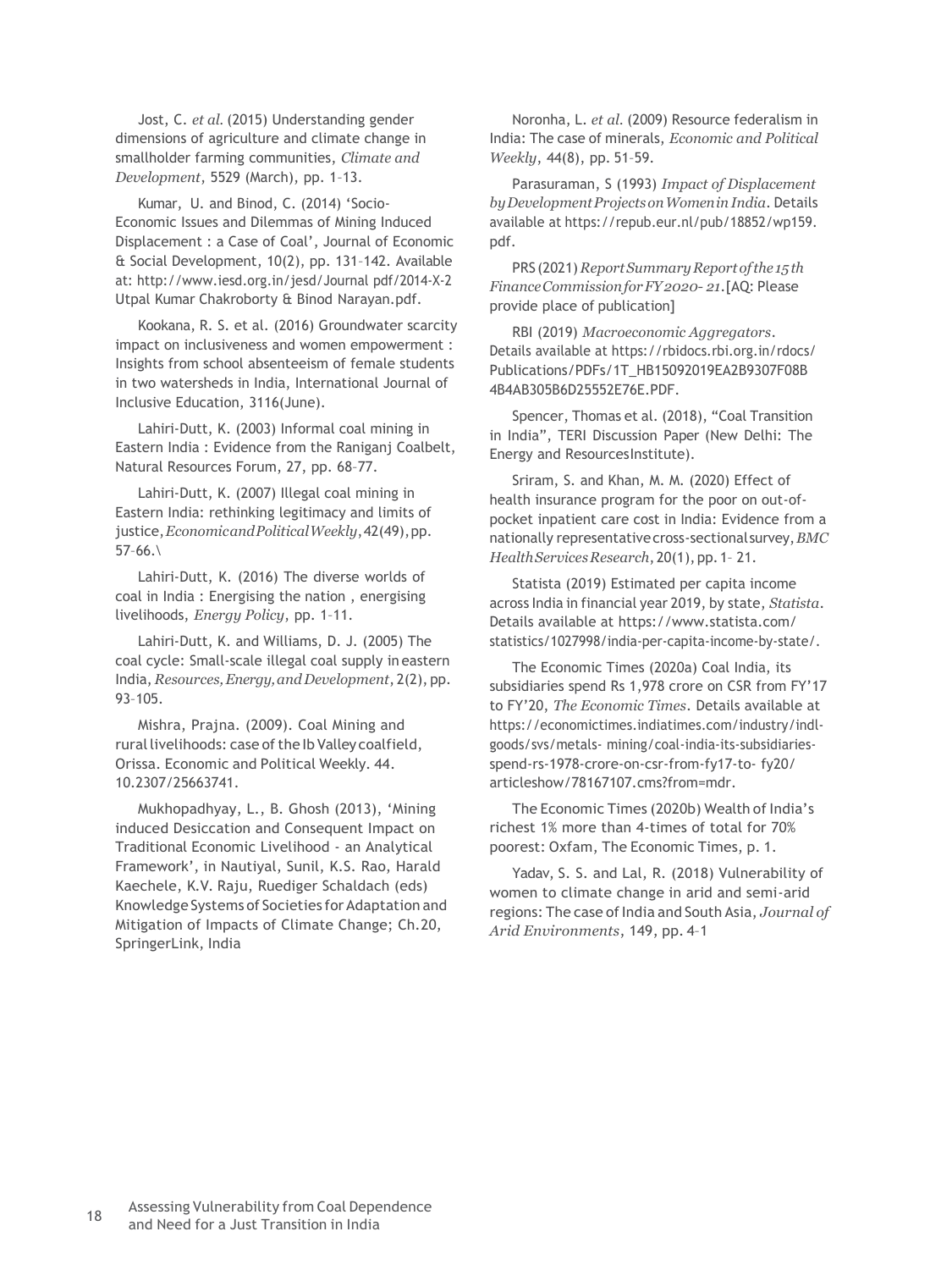Jost, C. *et al.* (2015) Understanding gender dimensions of agriculture and climate change in smallholder farming communities, *Climate and Development*, 5529 (March), pp. 1–13.

Kumar, U. and Binod, C. (2014) 'Socio-Economic Issues and Dilemmas of Mining Induced Displacement : a Case of Coal', Journal of Economic & Social Development, 10(2), pp. 131–142. Available at: http://www.iesd.org.in/jesd/Journal pdf/2014-X-2 Utpal Kumar Chakroborty & Binod Narayan.pdf.

Kookana, R. S. et al. (2016) Groundwater scarcity impact on inclusiveness and women empowerment : Insights from school absenteeism of female students in two watersheds in India, International Journal of Inclusive Education, 3116(June).

Lahiri-Dutt, K. (2003) Informal coal mining in Eastern India : Evidence from the Raniganj Coalbelt, Natural Resources Forum, 27, pp. 68–77.

Lahiri-Dutt, K. (2007) Illegal coal mining in Eastern India: rethinking legitimacy and limits of justice, *Economic and Political Weekly*, 42(49), pp. 57–66.\

Lahiri-Dutt, K. (2016) The diverse worlds of coal in India : Energising the nation , energising livelihoods, *Energy Policy*, pp. 1–11.

Lahiri-Dutt, K. and Williams, D. J. (2005) The coal cycle: Small-scale illegal coal supply in eastern India, *Resources, Energy, and Development*, 2(2), pp. 93–105.

Mishra, Prajna. (2009). Coal Mining and rural livelihoods: case of the Ib Valley coalfield, Orissa. Economic and Political Weekly. 44. 10.2307/25663741.

Mukhopadhyay, L., B. Ghosh (2013), 'Mining induced Desiccation and Consequent Impact on Traditional Economic Livelihood - an Analytical Framework', in Nautiyal, Sunil, K.S. Rao, Harald Kaechele, K.V. Raju, Ruediger Schaldach (eds) Knowledge Systems of Societies for Adaptation and Mitigation of Impacts of Climate Change; Ch.20, SpringerLink, India

Noronha, L. *et al.* (2009) Resource federalism in India: The case of minerals, *Economic and Political Weekly*, 44(8), pp. 51–59.

Parasuraman, S (1993) *Impact of Displacement by Development Projects on Women in India*. Details available at https://repub.eur.nl/pub/18852/wp159.pdf.

PRS (2021) *Report Summary Report of the 15th Finance Commission for FY 2020- 21*.[AQ: Please provide place of publication]

RBI (2019) *Macroeconomic Aggregators*. Details available at https://rbidocs.rbi.org.in/rdocs/Publications/PDFs/1T_HB15092019EA2B9307F08B4B4AB305B6D25552E76E.PDF.

Spencer, Thomas et al. (2018), "Coal Transition in India", TERI Discussion Paper (New Delhi: The Energy and ResourcesInstitute).

Sriram, S. and Khan, M. M. (2020) Effect of health insurance program for the poor on out-of-pocket inpatient care cost in India: Evidence from a nationally representative cross-sectional survey, *BMC Health Services Research*, 20(1), pp. 1– 21.

Statista (2019) Estimated per capita income across India in financial year 2019, by state, *Statista*. Details available at https://www.statista.com/statistics/1027998/india-per-capita-income-by-state/.

The Economic Times (2020a) Coal India, its subsidiaries spend Rs 1,978 crore on CSR from FY'17 to FY'20, *The Economic Times*. Details available at https://economictimes.indiatimes.com/industry/indl-goods/svs/metals- mining/coal-india-its-subsidiaries-spend-rs-1978-crore-on-csr-from-fy17-to- fy20/articleshow/78167107.cms?from=mdr.

The Economic Times (2020b) Wealth of India's richest 1% more than 4-times of total for 70% poorest: Oxfam, The Economic Times, p. 1.

Yadav, S. S. and Lal, R. (2018) Vulnerability of women to climate change in arid and semi-arid regions: The case of India and South Asia, *Journal of Arid Environments*, 149, pp. 4–1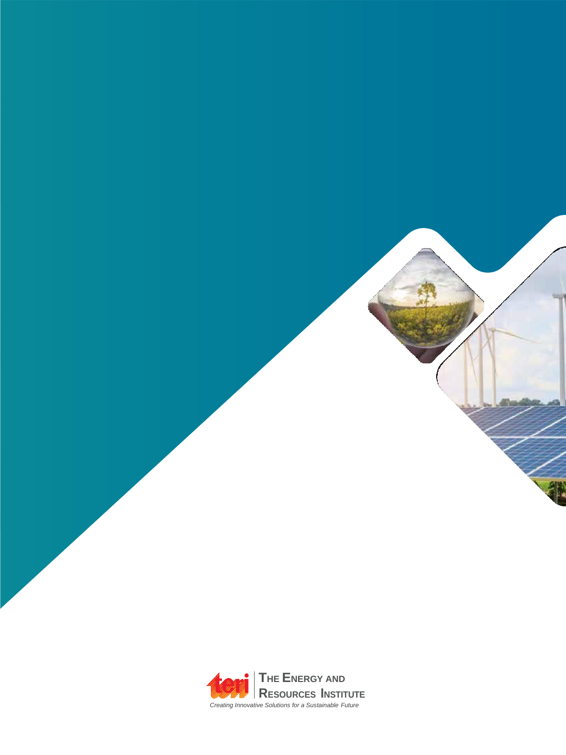THE ENERGY AND RESOURCES INSTITUTE

*Creating Innovative Solutions for a Sustainable Future*